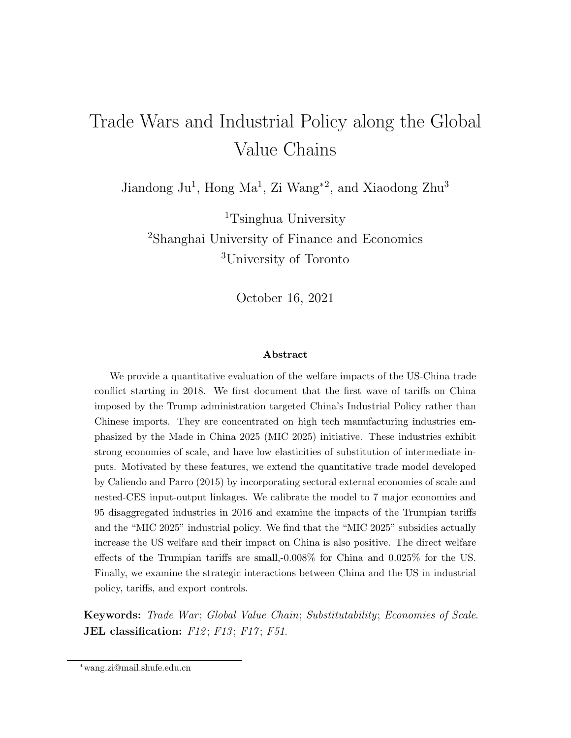# Trade Wars and Industrial Policy along the Global Value Chains

Jiandong Ju[1], Hong Ma[1], Zi Wang*[2], and Xiaodong Zhu[3]

[1]Tsinghua University
[2]Shanghai University of Finance and Economics
[3]University of Toronto

October 16, 2021

### Abstract

We provide a quantitative evaluation of the welfare impacts of the US-China trade conflict starting in 2018. We first document that the first wave of tariffs on China imposed by the Trump administration targeted China's Industrial Policy rather than Chinese imports. They are concentrated on high tech manufacturing industries emphasized by the Made in China 2025 (MIC 2025) initiative. These industries exhibit strong economies of scale, and have low elasticities of substitution of intermediate inputs. Motivated by these features, we extend the quantitative trade model developed by Caliendo and Parro (2015) by incorporating sectoral external economies of scale and nested-CES input-output linkages. We calibrate the model to 7 major economies and 95 disaggregated industries in 2016 and examine the impacts of the Trumpian tariffs and the "MIC 2025" industrial policy. We find that the "MIC 2025" subsidies actually increase the US welfare and their impact on China is also positive. The direct welfare effects of the Trumpian tariffs are small,-0.008% for China and 0.025% for the US. Finally, we examine the strategic interactions between China and the US in industrial policy, tariffs, and export controls.

**Keywords:** *Trade War*; *Global Value Chain*; *Substitutability*; *Economies of Scale*.
**JEL classification:** *F12*; *F13*; *F17*; *F51*.

*wang.zi@mail.shufe.edu.cn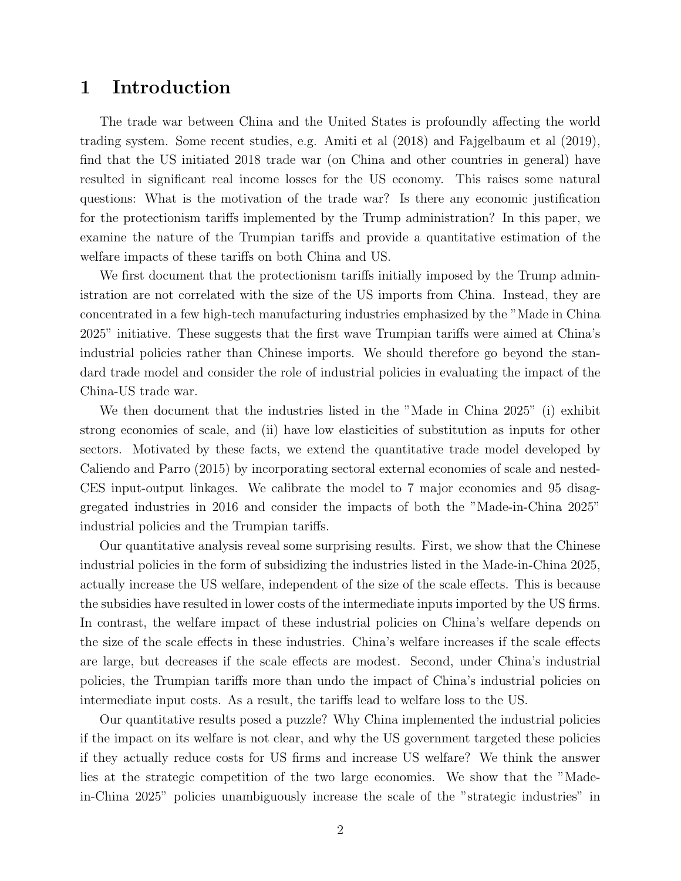# 1 Introduction

The trade war between China and the United States is profoundly affecting the world trading system. Some recent studies, e.g. Amiti et al (2018) and Fajgelbaum et al (2019), find that the US initiated 2018 trade war (on China and other countries in general) have resulted in significant real income losses for the US economy. This raises some natural questions: What is the motivation of the trade war? Is there any economic justification for the protectionism tariffs implemented by the Trump administration? In this paper, we examine the nature of the Trumpian tariffs and provide a quantitative estimation of the welfare impacts of these tariffs on both China and US.

We first document that the protectionism tariffs initially imposed by the Trump administration are not correlated with the size of the US imports from China. Instead, they are concentrated in a few high-tech manufacturing industries emphasized by the "Made in China 2025" initiative. These suggests that the first wave Trumpian tariffs were aimed at China's industrial policies rather than Chinese imports. We should therefore go beyond the standard trade model and consider the role of industrial policies in evaluating the impact of the China-US trade war.

We then document that the industries listed in the "Made in China 2025" (i) exhibit strong economies of scale, and (ii) have low elasticities of substitution as inputs for other sectors. Motivated by these facts, we extend the quantitative trade model developed by Caliendo and Parro (2015) by incorporating sectoral external economies of scale and nested-CES input-output linkages. We calibrate the model to 7 major economies and 95 disaggregated industries in 2016 and consider the impacts of both the "Made-in-China 2025" industrial policies and the Trumpian tariffs.

Our quantitative analysis reveal some surprising results. First, we show that the Chinese industrial policies in the form of subsidizing the industries listed in the Made-in-China 2025, actually increase the US welfare, independent of the size of the scale effects. This is because the subsidies have resulted in lower costs of the intermediate inputs imported by the US firms. In contrast, the welfare impact of these industrial policies on China's welfare depends on the size of the scale effects in these industries. China's welfare increases if the scale effects are large, but decreases if the scale effects are modest. Second, under China's industrial policies, the Trumpian tariffs more than undo the impact of China's industrial policies on intermediate input costs. As a result, the tariffs lead to welfare loss to the US.

Our quantitative results posed a puzzle? Why China implemented the industrial policies if the impact on its welfare is not clear, and why the US government targeted these policies if they actually reduce costs for US firms and increase US welfare? We think the answer lies at the strategic competition of the two large economies. We show that the "Made-in-China 2025" policies unambiguously increase the scale of the "strategic industries" in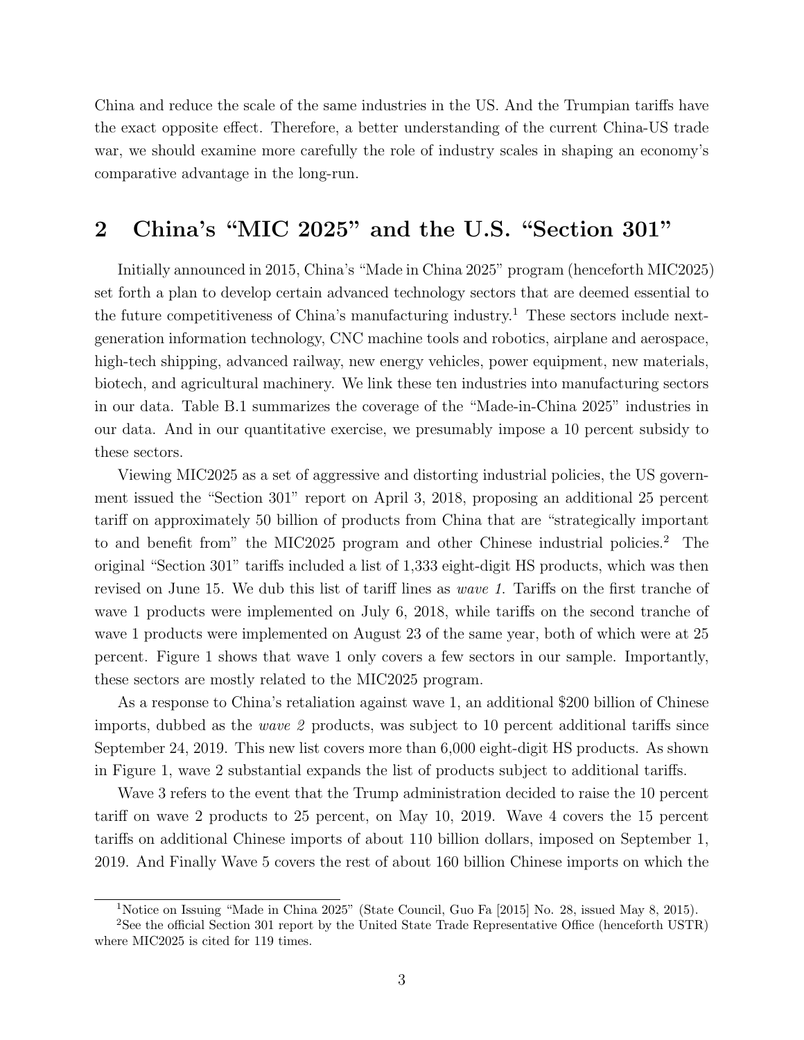China and reduce the scale of the same industries in the US. And the Trumpian tariffs have the exact opposite effect. Therefore, a better understanding of the current China-US trade war, we should examine more carefully the role of industry scales in shaping an economy's comparative advantage in the long-run.

## 2 China's "MIC 2025" and the U.S. "Section 301"

Initially announced in 2015, China's "Made in China 2025" program (henceforth MIC2025) set forth a plan to develop certain advanced technology sectors that are deemed essential to the future competitiveness of China's manufacturing industry.[1] These sectors include next-generation information technology, CNC machine tools and robotics, airplane and aerospace, high-tech shipping, advanced railway, new energy vehicles, power equipment, new materials, biotech, and agricultural machinery. We link these ten industries into manufacturing sectors in our data. Table B.1 summarizes the coverage of the "Made-in-China 2025" industries in our data. And in our quantitative exercise, we presumably impose a 10 percent subsidy to these sectors.

Viewing MIC2025 as a set of aggressive and distorting industrial policies, the US government issued the "Section 301" report on April 3, 2018, proposing an additional 25 percent tariff on approximately 50 billion of products from China that are "strategically important to and benefit from" the MIC2025 program and other Chinese industrial policies.[2] The original "Section 301" tariffs included a list of 1,333 eight-digit HS products, which was then revised on June 15. We dub this list of tariff lines as *wave 1*. Tariffs on the first tranche of wave 1 products were implemented on July 6, 2018, while tariffs on the second tranche of wave 1 products were implemented on August 23 of the same year, both of which were at 25 percent. Figure 1 shows that wave 1 only covers a few sectors in our sample. Importantly, these sectors are mostly related to the MIC2025 program.

As a response to China's retaliation against wave 1, an additional $200 billion of Chinese imports, dubbed as the *wave 2* products, was subject to 10 percent additional tariffs since September 24, 2019. This new list covers more than 6,000 eight-digit HS products. As shown in Figure 1, wave 2 substantial expands the list of products subject to additional tariffs.

Wave 3 refers to the event that the Trump administration decided to raise the 10 percent tariff on wave 2 products to 25 percent, on May 10, 2019. Wave 4 covers the 15 percent tariffs on additional Chinese imports of about 110 billion dollars, imposed on September 1, 2019. And Finally Wave 5 covers the rest of about 160 billion Chinese imports on which the

[1] Notice on Issuing "Made in China 2025" (State Council, Guo Fa [2015] No. 28, issued May 8, 2015).

[2] See the official Section 301 report by the United State Trade Representative Office (henceforth USTR) where MIC2025 is cited for 119 times.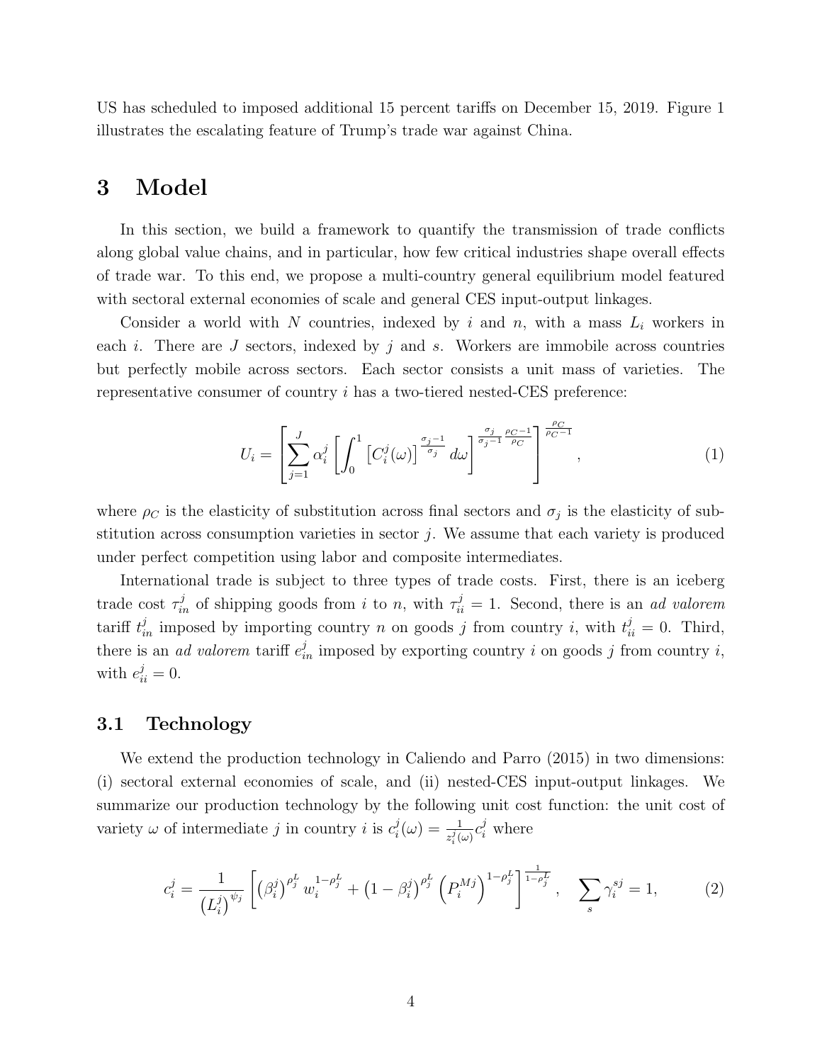US has scheduled to imposed additional 15 percent tariffs on December 15, 2019. Figure 1 illustrates the escalating feature of Trump's trade war against China.

# 3 Model

In this section, we build a framework to quantify the transmission of trade conflicts along global value chains, and in particular, how few critical industries shape overall effects of trade war. To this end, we propose a multi-country general equilibrium model featured with sectoral external economies of scale and general CES input-output linkages.

Consider a world with $N$ countries, indexed by $i$ and $n$, with a mass $L_i$ workers in each $i$. There are $J$ sectors, indexed by $j$ and $s$. Workers are immobile across countries but perfectly mobile across sectors. Each sector consists a unit mass of varieties. The representative consumer of country $i$ has a two-tiered nested-CES preference:

$$U_i = \left[ \sum_{j=1}^{J} \alpha_i^j \left[ \int_0^1 \left[ C_i^j(\omega) \right]^{\frac{\sigma_j - 1}{\sigma_j}} d\omega \right]^{\frac{\sigma_j}{\sigma_j - 1} \frac{\rho_C - 1}{\rho_C}} \right]^{\frac{\rho_C}{\rho_C - 1}}, \tag{1}$$

where $\rho_C$ is the elasticity of substitution across final sectors and $\sigma_j$ is the elasticity of substitution across consumption varieties in sector $j$. We assume that each variety is produced under perfect competition using labor and composite intermediates.

International trade is subject to three types of trade costs. First, there is an iceberg trade cost $\tau_{in}^j$ of shipping goods from $i$ to $n$, with $\tau_{ii}^j = 1$. Second, there is an *ad valorem* tariff $t_{in}^j$ imposed by importing country $n$ on goods $j$ from country $i$, with $t_{ii}^j = 0$. Third, there is an *ad valorem* tariff $e_{in}^j$ imposed by exporting country $i$ on goods $j$ from country $i$, with $e_{ii}^j = 0$.

## 3.1 Technology

We extend the production technology in Caliendo and Parro (2015) in two dimensions: (i) sectoral external economies of scale, and (ii) nested-CES input-output linkages. We summarize our production technology by the following unit cost function: the unit cost of variety $\omega$ of intermediate $j$ in country $i$ is $c_i^j(\omega) = \frac{1}{z_i^j(\omega)} c_i^j$ where

$$c_i^j = \frac{1}{\left(L_i^j\right)^{\psi_j}} \left[ \left(\beta_i^j\right)^{\rho_j^L} w_i^{1-\rho_j^L} + \left(1 - \beta_i^j\right)^{\rho_j^L} \left(P_i^{Mj}\right)^{1-\rho_j^L} \right]^{\frac{1}{1-\rho_j^L}}, \quad \sum_s \gamma_i^{sj} = 1, \tag{2}$$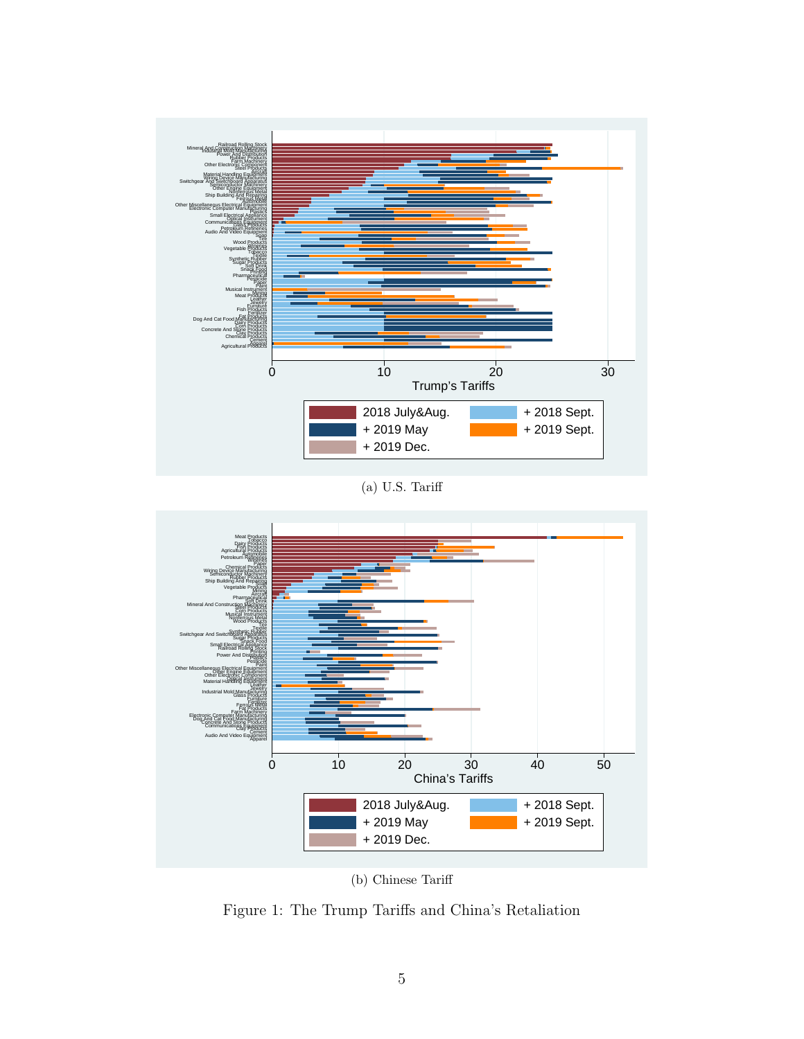(a) U.S. Tariff

(b) Chinese Tariff

Figure 1: The Trump Tariffs and China's Retaliation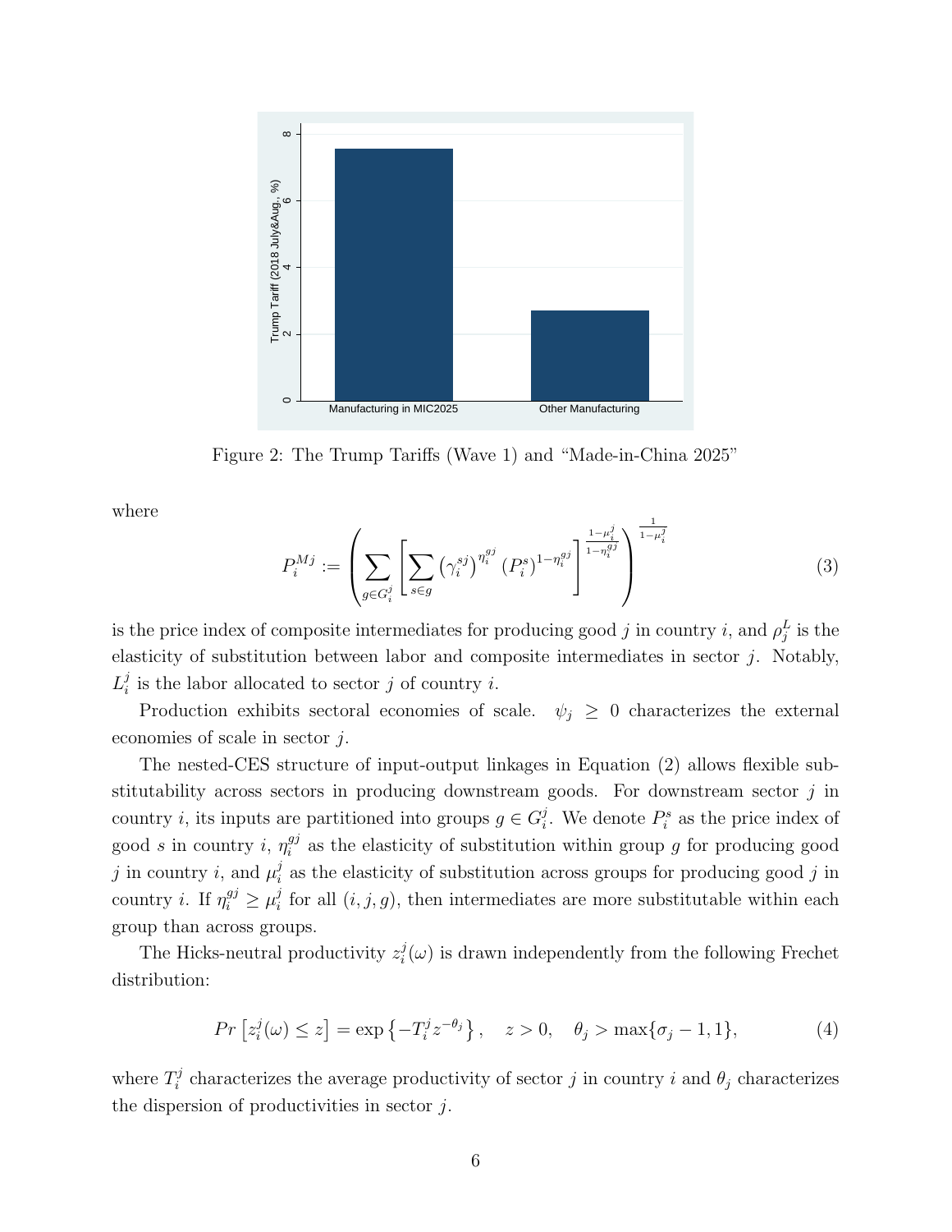Figure 2: The Trump Tariffs (Wave 1) and "Made-in-China 2025"

where

$$P_i^{Mj} := \left( \sum_{g \in G_i^j} \left[ \sum_{s \in g} \left(\gamma_i^{sj}\right)^{\eta_i^{gj}} \left(P_i^s\right)^{1-\eta_i^{gj}} \right]^{\frac{1-\mu_i^j}{1-\eta_i^{gj}}} \right)^{\frac{1}{1-\mu_i^j}} \tag{3}$$

is the price index of composite intermediates for producing good $j$ in country $i$, and $\rho_j^L$ is the elasticity of substitution between labor and composite intermediates in sector $j$. Notably, $L_i^j$ is the labor allocated to sector $j$ of country $i$.

Production exhibits sectoral economies of scale. $\psi_j \geq 0$ characterizes the external economies of scale in sector $j$.

The nested-CES structure of input-output linkages in Equation (2) allows flexible substitutability across sectors in producing downstream goods. For downstream sector $j$ in country $i$, its inputs are partitioned into groups $g \in G_i^j$. We denote $P_i^s$ as the price index of good $s$ in country $i$, $\eta_i^{gj}$ as the elasticity of substitution within group $g$ for producing good $j$ in country $i$, and $\mu_i^j$ as the elasticity of substitution across groups for producing good $j$ in country $i$. If $\eta_i^{gj} \geq \mu_i^j$ for all $(i, j, g)$, then intermediates are more substitutable within each group than across groups.

The Hicks-neutral productivity $z_i^j(\omega)$ is drawn independently from the following Frechet distribution:

$$Pr\left[z_i^j(\omega) \leq z\right] = \exp\left\{-T_i^j z^{-\theta_j}\right\}, \quad z > 0, \quad \theta_j > \max\{\sigma_j - 1, 1\}, \tag{4}$$

where $T_i^j$ characterizes the average productivity of sector $j$ in country $i$ and $\theta_j$ characterizes the dispersion of productivities in sector $j$.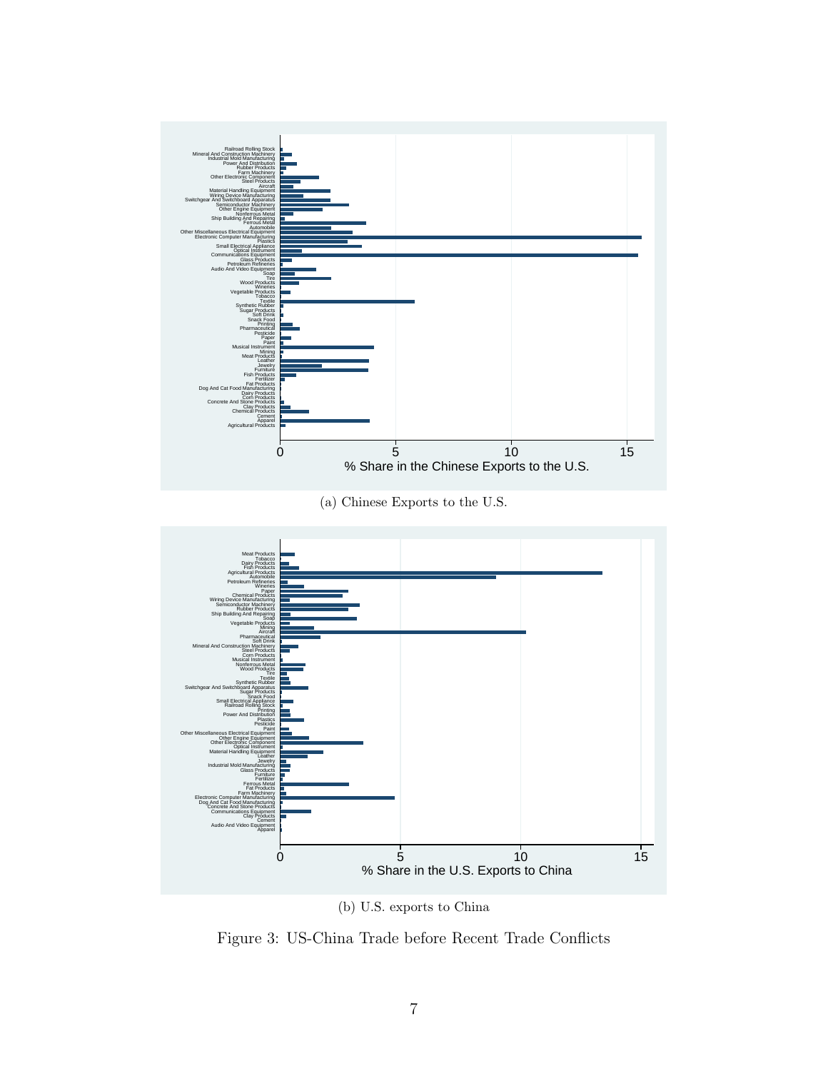(a) Chinese Exports to the U.S.

(b) U.S. exports to China

Figure 3: US-China Trade before Recent Trade Conflicts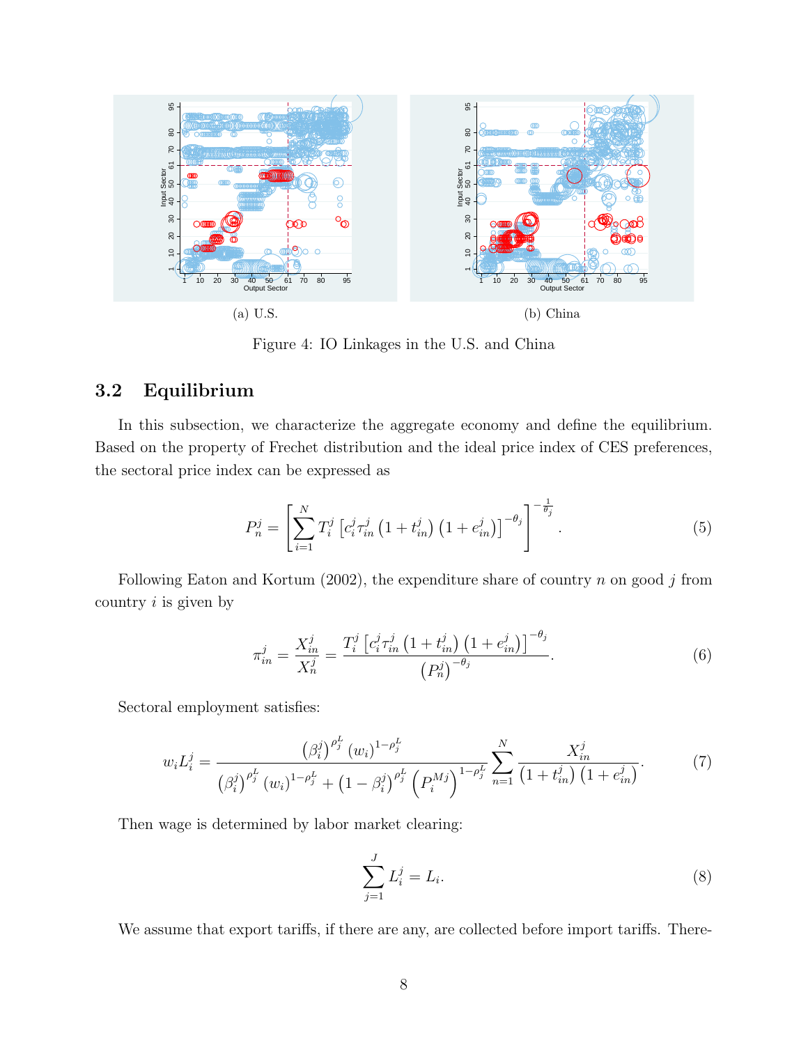(a) U.S.

(b) China

Figure 4: IO Linkages in the U.S. and China

## 3.2 Equilibrium

In this subsection, we characterize the aggregate economy and define the equilibrium. Based on the property of Frechet distribution and the ideal price index of CES preferences, the sectoral price index can be expressed as

$$P_n^j = \left[ \sum_{i=1}^{N} T_i^j \left[ c_i^j \tau_{in}^j \left(1 + t_{in}^j\right) \left(1 + e_{in}^j\right) \right]^{-\theta_j} \right]^{-\frac{1}{\theta_j}}. \tag{5}$$

Following Eaton and Kortum (2002), the expenditure share of country $n$ on good $j$ from country $i$ is given by

$$\pi_{in}^j = \frac{X_{in}^j}{X_n^j} = \frac{T_i^j \left[ c_i^j \tau_{in}^j \left(1 + t_{in}^j\right) \left(1 + e_{in}^j\right) \right]^{-\theta_j}}{\left(P_n^j\right)^{-\theta_j}}. \tag{6}$$

Sectoral employment satisfies:

$$w_i L_i^j = \frac{\left(\beta_i^j\right)^{\rho_j^L} (w_i)^{1-\rho_j^L}}{\left(\beta_i^j\right)^{\rho_j^L} (w_i)^{1-\rho_j^L} + \left(1 - \beta_i^j\right)^{\rho_j^L} \left(P_i^{Mj}\right)^{1-\rho_j^L}} \sum_{n=1}^{N} \frac{X_{in}^j}{\left(1 + t_{in}^j\right)\left(1 + e_{in}^j\right)}. \tag{7}$$

Then wage is determined by labor market clearing:

$$\sum_{j=1}^{J} L_i^j = L_i. \tag{8}$$

We assume that export tariffs, if there are any, are collected before import tariffs. There-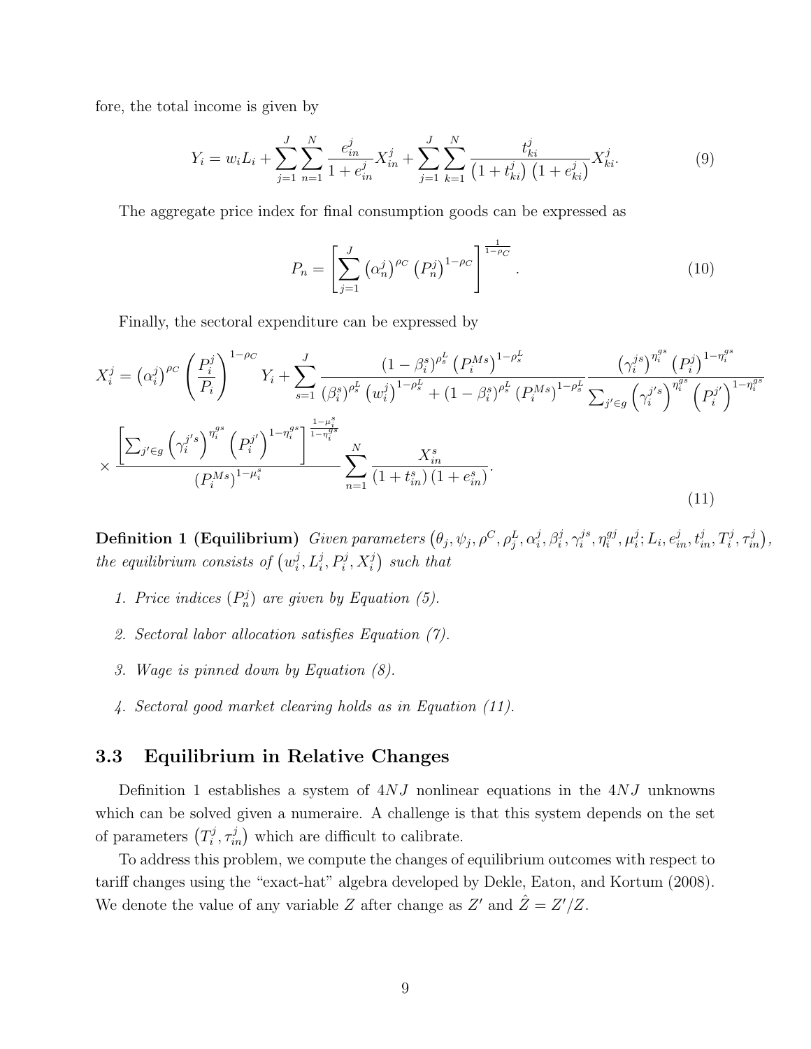fore, the total income is given by

$$Y_i = w_i L_i + \sum_{j=1}^{J} \sum_{n=1}^{N} \frac{e_{in}^j}{1+e_{in}^j} X_{in}^j + \sum_{j=1}^{J} \sum_{k=1}^{N} \frac{t_{ki}^j}{\left(1+t_{ki}^j\right)\left(1+e_{ki}^j\right)} X_{ki}^j. \tag{9}$$

The aggregate price index for final consumption goods can be expressed as

$$P_n = \left[ \sum_{j=1}^{J} \left(\alpha_n^j\right)^{\rho_C} \left(P_n^j\right)^{1-\rho_C} \right]^{\frac{1}{1-\rho_C}}. \tag{10}$$

Finally, the sectoral expenditure can be expressed by

$$X_i^j = \left(\alpha_i^j\right)^{\rho_C} \left(\frac{P_i^j}{P_i}\right)^{1-\rho_C} Y_i + \sum_{s=1}^{J} \frac{\left(1-\beta_i^s\right)^{\rho_s^L} \left(P_i^{Ms}\right)^{1-\rho_s^L}}{\left(\beta_i^s\right)^{\rho_s^L} \left(w_i^j\right)^{1-\rho_s^L} + \left(1-\beta_i^s\right)^{\rho_s^L} \left(P_i^{Ms}\right)^{1-\rho_s^L}} \frac{\left(\gamma_i^{js}\right)^{\eta_i^{gs}} \left(P_i^j\right)^{1-\eta_i^{gs}}}{\sum_{j' \in g} \left(\gamma_i^{j's}\right)^{\eta_i^{gs}} \left(P_i^{j'}\right)^{1-\eta_i^{gs}}}$$

$$\times \frac{\left[\sum_{j' \in g} \left(\gamma_i^{j's}\right)^{\eta_i^{gs}} \left(P_i^{j'}\right)^{1-\eta_i^{gs}}\right]^{\frac{1-\mu_i^s}{1-\eta_i^{gs}}}}{\left(P_i^{Ms}\right)^{1-\mu_i^s}} \sum_{n=1}^{N} \frac{X_{in}^s}{\left(1+t_{in}^s\right)\left(1+e_{in}^s\right)}. \tag{11}$$

**Definition 1 (Equilibrium)** *Given parameters* $\left(\theta_j, \psi_j, \rho^C, \rho_j^L, \alpha_i^j, \beta_i^j, \gamma_i^{js}, \eta_i^{gj}, \mu_i^j; L_i, e_{in}^j, t_{in}^j, T_i^j, \tau_{in}^j\right)$, *the equilibrium consists of* $\left(w_i^j, L_i^j, P_i^j, X_i^j\right)$ *such that*

1. *Price indices* $(P_n^j)$ *are given by Equation (5).*
2. *Sectoral labor allocation satisfies Equation (7).*
3. *Wage is pinned down by Equation (8).*
4. *Sectoral good market clearing holds as in Equation (11).*

### 3.3 Equilibrium in Relative Changes

Definition 1 establishes a system of $4NJ$ nonlinear equations in the $4NJ$ unknowns which can be solved given a numeraire. A challenge is that this system depends on the set of parameters $\left(T_i^j, \tau_{in}^j\right)$ which are difficult to calibrate.

To address this problem, we compute the changes of equilibrium outcomes with respect to tariff changes using the "exact-hat" algebra developed by Dekle, Eaton, and Kortum (2008). We denote the value of any variable $Z$ after change as $Z'$ and $\hat{Z} = Z'/Z$.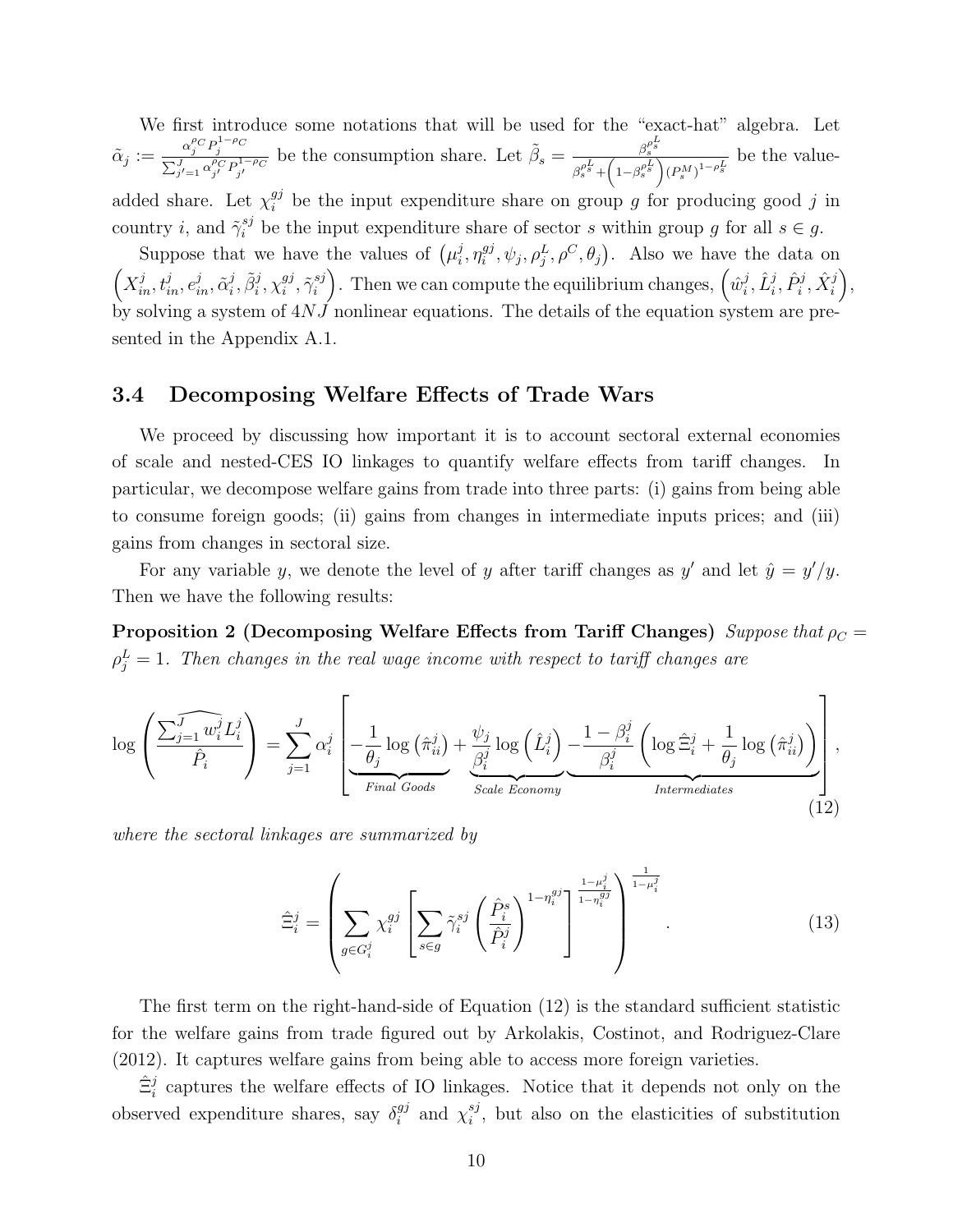We first introduce some notations that will be used for the "exact-hat" algebra. Let $\tilde{\alpha}_j := \frac{\alpha_j^{\rho_C} P_j^{1-\rho_C}}{\sum_{j'=1}^{J} \alpha_{j'}^{\rho_C} P_{j'}^{1-\rho_C}}$ be the consumption share. Let $\tilde{\beta}_s = \frac{\beta_s^{\rho_s^L}}{\beta_s^{\rho_s^L} + \left(1-\beta_s^{\rho_s^L}\right)(P_s^M)^{1-\rho_s^L}}$ be the value-added share. Let $\chi_i^{gj}$ be the input expenditure share on group $g$ for producing good $j$ in country $i$, and $\tilde{\gamma}_i^{sj}$ be the input expenditure share of sector $s$ within group $g$ for all $s \in g$.

Suppose that we have the values of $\left(\mu_i^j, \eta_i^{gj}, \psi_j, \rho_j^L, \rho^C, \theta_j\right)$. Also we have the data on $\left(X_{in}^j, t_{in}^j, e_{in}^j, \tilde{\alpha}_i^j, \tilde{\beta}_i^j, \chi_i^{gj}, \tilde{\gamma}_i^{sj}\right)$. Then we can compute the equilibrium changes, $\left(\hat{w}_i^j, \hat{L}_i^j, \hat{P}_i^j, \hat{X}_i^j\right)$, by solving a system of $4NJ$ nonlinear equations. The details of the equation system are presented in the Appendix A.1.

## 3.4 Decomposing Welfare Effects of Trade Wars

We proceed by discussing how important it is to account sectoral external economies of scale and nested-CES IO linkages to quantify welfare effects from tariff changes. In particular, we decompose welfare gains from trade into three parts: (i) gains from being able to consume foreign goods; (ii) gains from changes in intermediate inputs prices; and (iii) gains from changes in sectoral size.

For any variable $y$, we denote the level of $y$ after tariff changes as $y'$ and let $\hat{y} = y'/y$. Then we have the following results:

**Proposition 2 (Decomposing Welfare Effects from Tariff Changes)** *Suppose that $\rho_C = \rho_j^L = 1$. Then changes in the real wage income with respect to tariff changes are*

$$
\log\left(\frac{\widehat{\sum_{j=1}^{J} w_i^j L_i^j}}{\hat{P}_i}\right) = \sum_{j=1}^{J} \alpha_i^j \left[ \underbrace{-\frac{1}{\theta_j}\log\left(\hat{\pi}_{ii}^j\right)}_{\textit{Final Goods}} + \underbrace{\frac{\psi_j}{\beta_i^j}\log\left(\hat{L}_i^j\right)}_{\textit{Scale Economy}} \underbrace{-\frac{1-\beta_i^j}{\beta_i^j}\left(\log\hat{\Xi}_i^j + \frac{1}{\theta_j}\log\left(\hat{\pi}_{ii}^j\right)\right)}_{\textit{Intermediates}} \right], \tag{12}
$$

*where the sectoral linkages are summarized by*

$$
\hat{\Xi}_i^j = \left( \sum_{g \in G_i^j} \chi_i^{gj} \left[ \sum_{s \in g} \tilde{\gamma}_i^{sj} \left( \frac{\hat{P}_i^s}{\hat{P}_i^j} \right)^{1-\eta_i^{gj}} \right]^{\frac{1-\mu_i^j}{1-\eta_i^{gj}}} \right)^{\frac{1}{1-\mu_i^j}}. \tag{13}
$$

The first term on the right-hand-side of Equation (12) is the standard sufficient statistic for the welfare gains from trade figured out by Arkolakis, Costinot, and Rodriguez-Clare (2012). It captures welfare gains from being able to access more foreign varieties.

$\hat{\Xi}_i^j$ captures the welfare effects of IO linkages. Notice that it depends not only on the observed expenditure shares, say $\delta_i^{gj}$ and $\chi_i^{sj}$, but also on the elasticities of substitution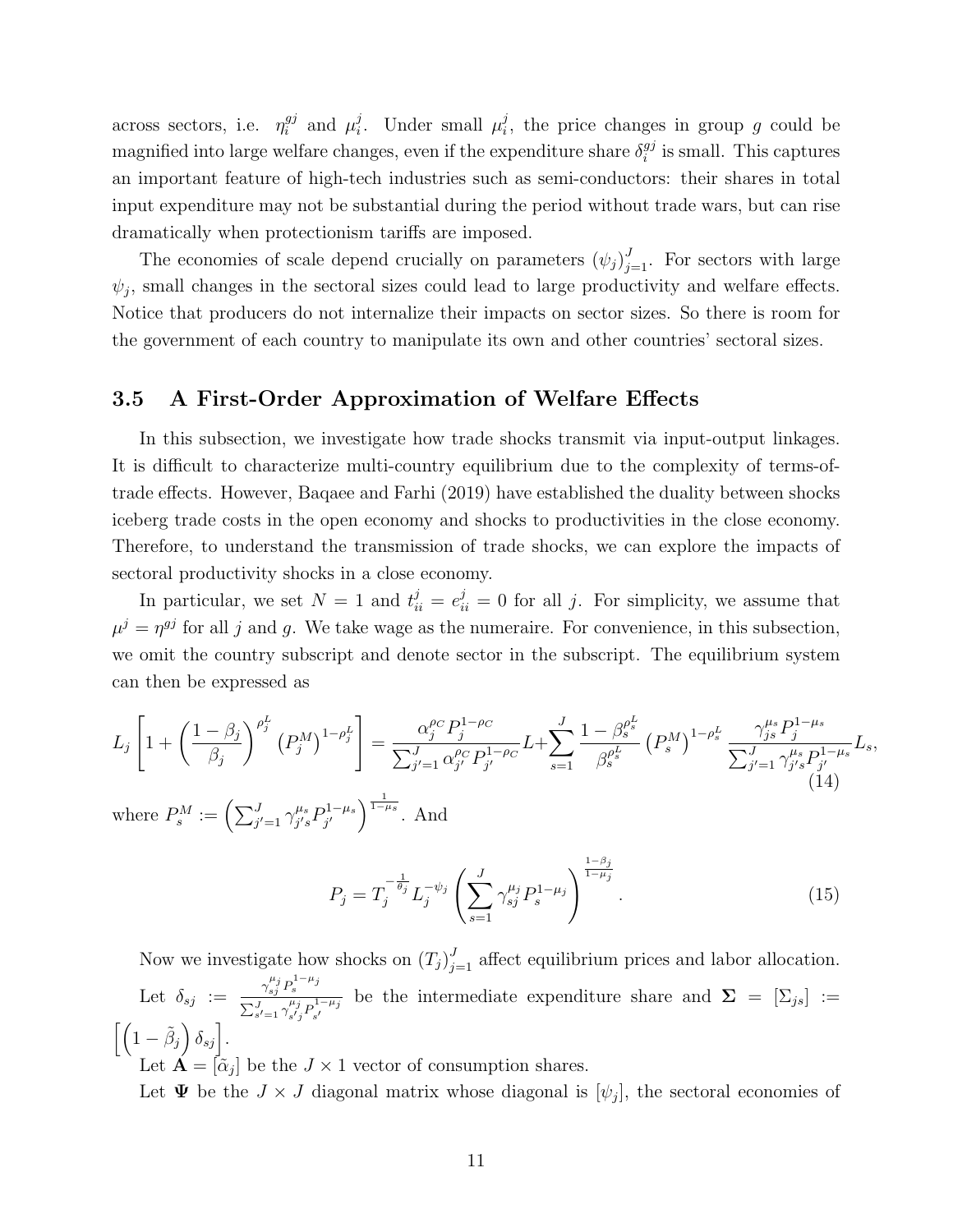across sectors, i.e. $\eta_i^{gj}$ and $\mu_i^j$. Under small $\mu_i^j$, the price changes in group $g$ could be magnified into large welfare changes, even if the expenditure share $\delta_i^{gj}$ is small. This captures an important feature of high-tech industries such as semi-conductors: their shares in total input expenditure may not be substantial during the period without trade wars, but can rise dramatically when protectionism tariffs are imposed.

The economies of scale depend crucially on parameters $(\psi_j)_{j=1}^J$. For sectors with large $\psi_j$, small changes in the sectoral sizes could lead to large productivity and welfare effects. Notice that producers do not internalize their impacts on sector sizes. So there is room for the government of each country to manipulate its own and other countries' sectoral sizes.

### 3.5 A First-Order Approximation of Welfare Effects

In this subsection, we investigate how trade shocks transmit via input-output linkages. It is difficult to characterize multi-country equilibrium due to the complexity of terms-of-trade effects. However, Baqaee and Farhi (2019) have established the duality between shocks iceberg trade costs in the open economy and shocks to productivities in the close economy. Therefore, to understand the transmission of trade shocks, we can explore the impacts of sectoral productivity shocks in a close economy.

In particular, we set $N = 1$ and $t_{ii}^j = e_{ii}^j = 0$ for all $j$. For simplicity, we assume that $\mu^j = \eta^{gj}$ for all $j$ and $g$. We take wage as the numeraire. For convenience, in this subsection, we omit the country subscript and denote sector in the subscript. The equilibrium system can then be expressed as

$$L_j\left[1+\left(\frac{1-\beta_j}{\beta_j}\right)^{\rho_j^L}\left(P_j^M\right)^{1-\rho_j^L}\right]=\frac{\alpha_j^{\rho_C}P_j^{1-\rho_C}}{\sum_{j'=1}^J\alpha_{j'}^{\rho_C}P_{j'}^{1-\rho_C}}L+\sum_{s=1}^J\frac{1-\beta_s^{\rho_s^L}}{\beta_s^{\rho_s^L}}\left(P_s^M\right)^{1-\rho_s^L}\frac{\gamma_{js}^{\mu_s}P_j^{1-\mu_s}}{\sum_{j'=1}^J\gamma_{j's}^{\mu_s}P_{j'}^{1-\mu_s}}L_s, \tag{14}$$

where $P_s^M := \left(\sum_{j'=1}^J\gamma_{j's}^{\mu_s}P_{j'}^{1-\mu_s}\right)^{\frac{1}{1-\mu_s}}$. And

$$P_j = T_j^{-\frac{1}{\theta_j}}L_j^{-\psi_j}\left(\sum_{s=1}^J\gamma_{sj}^{\mu_j}P_s^{1-\mu_j}\right)^{\frac{1-\beta_j}{1-\mu_j}}. \tag{15}$$

Now we investigate how shocks on $(T_j)_{j=1}^J$ affect equilibrium prices and labor allocation.

Let $\delta_{sj} := \frac{\gamma_{sj}^{\mu_j}P_s^{1-\mu_j}}{\sum_{s'=1}^J\gamma_{s'j}^{\mu_j}P_{s'}^{1-\mu_j}}$ be the intermediate expenditure share and $\mathbf{\Sigma} = [\Sigma_{js}] := \left[\left(1-\tilde{\beta}_j\right)\delta_{sj}\right]$.

Let $\mathbf{A} = [\tilde{\alpha}_j]$ be the $J \times 1$ vector of consumption shares.

Let $\mathbf{\Psi}$ be the $J \times J$ diagonal matrix whose diagonal is $[\psi_j]$, the sectoral economies of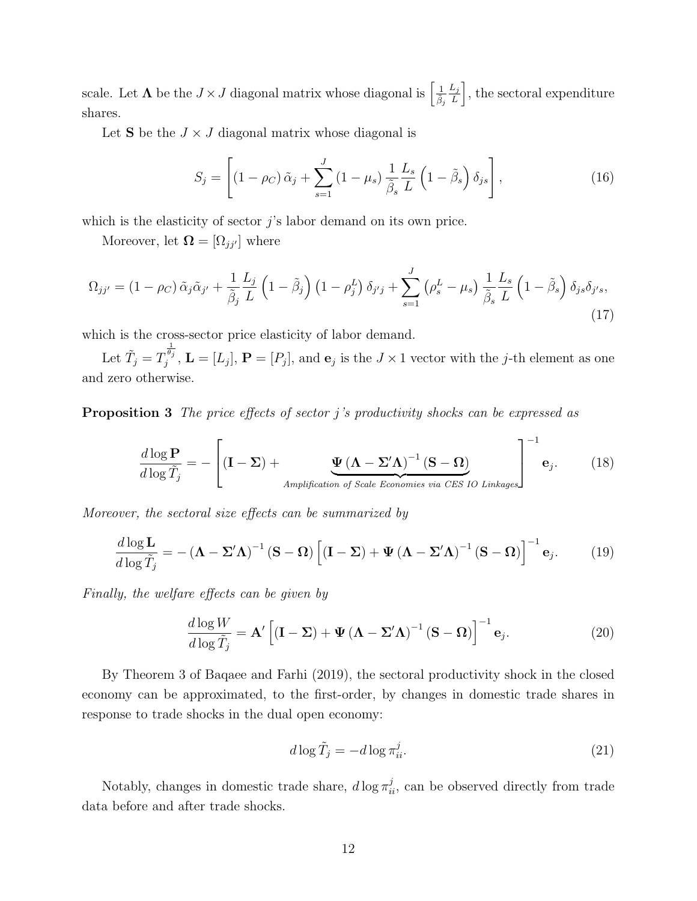scale. Let $\mathbf{\Lambda}$ be the $J \times J$ diagonal matrix whose diagonal is $\left[\frac{1}{\tilde{\beta}_j}\frac{L_j}{L}\right]$, the sectoral expenditure shares.

Let $\mathbf{S}$ be the $J \times J$ diagonal matrix whose diagonal is

$$
S_j = \left[ (1-\rho_C)\,\tilde{\alpha}_j + \sum_{s=1}^{J} (1-\mu_s)\,\frac{1}{\tilde{\beta}_s}\frac{L_s}{L}\left(1-\tilde{\beta}_s\right)\delta_{js} \right], \tag{16}
$$

which is the elasticity of sector $j$'s labor demand on its own price.

Moreover, let $\mathbf{\Omega} = [\Omega_{jj'}]$ where

$$
\Omega_{jj'} = (1-\rho_C)\,\tilde{\alpha}_j\tilde{\alpha}_{j'} + \frac{1}{\tilde{\beta}_j}\frac{L_j}{L}\left(1-\tilde{\beta}_j\right)\left(1-\rho_j^L\right)\delta_{j'j} + \sum_{s=1}^{J}\left(\rho_s^L-\mu_s\right)\frac{1}{\tilde{\beta}_s}\frac{L_s}{L}\left(1-\tilde{\beta}_s\right)\delta_{js}\delta_{j's}, \tag{17}
$$

which is the cross-sector price elasticity of labor demand.

Let $\tilde{T}_j = T_j^{\frac{1}{\theta_j}}$, $\mathbf{L} = [L_j]$, $\mathbf{P} = [P_j]$, and $\mathbf{e}_j$ is the $J \times 1$ vector with the $j$-th element as one and zero otherwise.

**Proposition 3** *The price effects of sector j's productivity shocks can be expressed as*

$$
\frac{d\log \mathbf{P}}{d\log \tilde{T}_j} = -\left[ (\mathbf{I}-\mathbf{\Sigma}) + \underbrace{\mathbf{\Psi}\left(\mathbf{\Lambda}-\mathbf{\Sigma}'\mathbf{\Lambda}\right)^{-1}(\mathbf{S}-\mathbf{\Omega})}_{\textit{Amplification of Scale Economies via CES IO Linkages}} \right]^{-1} \mathbf{e}_j. \tag{18}
$$

*Moreover, the sectoral size effects can be summarized by*

$$
\frac{d\log \mathbf{L}}{d\log \tilde{T}_j} = -\left(\mathbf{\Lambda}-\mathbf{\Sigma}'\mathbf{\Lambda}\right)^{-1}(\mathbf{S}-\mathbf{\Omega})\left[(\mathbf{I}-\mathbf{\Sigma}) + \mathbf{\Psi}\left(\mathbf{\Lambda}-\mathbf{\Sigma}'\mathbf{\Lambda}\right)^{-1}(\mathbf{S}-\mathbf{\Omega})\right]^{-1}\mathbf{e}_j. \tag{19}
$$

*Finally, the welfare effects can be given by*

$$
\frac{d\log W}{d\log \tilde{T}_j} = \mathbf{A}'\left[(\mathbf{I}-\mathbf{\Sigma}) + \mathbf{\Psi}\left(\mathbf{\Lambda}-\mathbf{\Sigma}'\mathbf{\Lambda}\right)^{-1}(\mathbf{S}-\mathbf{\Omega})\right]^{-1}\mathbf{e}_j. \tag{20}
$$

By Theorem 3 of Baqaee and Farhi (2019), the sectoral productivity shock in the closed economy can be approximated, to the first-order, by changes in domestic trade shares in response to trade shocks in the dual open economy:

$$
d\log \tilde{T}_j = -d\log \pi_{ii}^j. \tag{21}
$$

Notably, changes in domestic trade share, $d\log \pi_{ii}^j$, can be observed directly from trade data before and after trade shocks.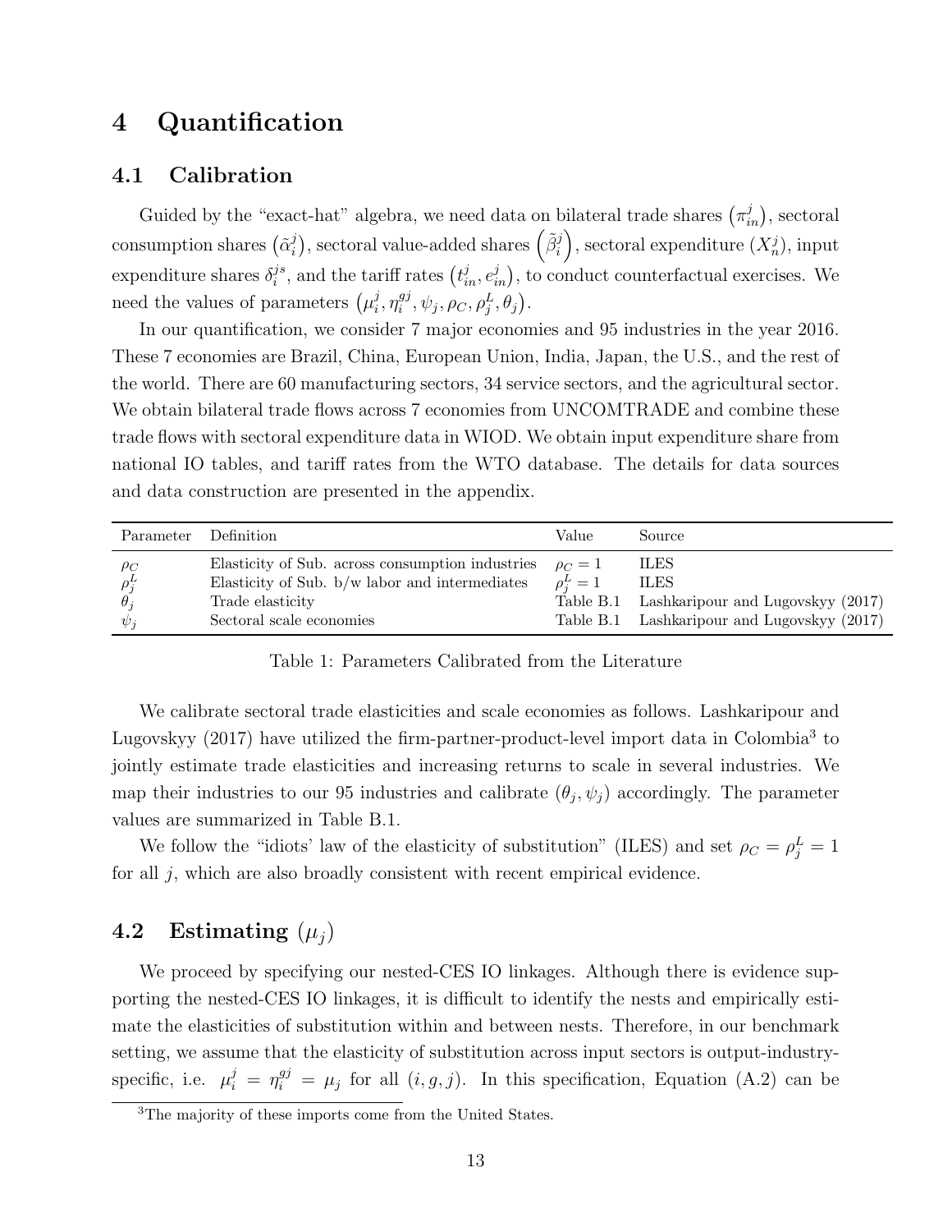# 4 Quantification

## 4.1 Calibration

Guided by the "exact-hat" algebra, we need data on bilateral trade shares $\left(\pi_{in}^{j}\right)$, sectoral consumption shares $\left(\tilde{\alpha}_{i}^{j}\right)$, sectoral value-added shares $\left(\tilde{\beta}_{i}^{j}\right)$, sectoral expenditure $(X_{n}^{j})$, input expenditure shares $\delta_{i}^{js}$, and the tariff rates $\left(t_{in}^{j}, e_{in}^{j}\right)$, to conduct counterfactual exercises. We need the values of parameters $\left(\mu_{i}^{j}, \eta_{i}^{gj}, \psi_{j}, \rho_{C}, \rho_{j}^{L}, \theta_{j}\right)$.

In our quantification, we consider 7 major economies and 95 industries in the year 2016. These 7 economies are Brazil, China, European Union, India, Japan, the U.S., and the rest of the world. There are 60 manufacturing sectors, 34 service sectors, and the agricultural sector. We obtain bilateral trade flows across 7 economies from UNCOMTRADE and combine these trade flows with sectoral expenditure data in WIOD. We obtain input expenditure share from national IO tables, and tariff rates from the WTO database. The details for data sources and data construction are presented in the appendix.

| Parameter | Definition | Value | Source |
|---|---|---|---|
| $\rho_C$ | Elasticity of Sub. across consumption industries | $\rho_C = 1$ | ILES |
| $\rho_j^L$ | Elasticity of Sub. b/w labor and intermediates | $\rho_j^L = 1$ | ILES |
| $\theta_j$ | Trade elasticity | Table B.1 | Lashkaripour and Lugovskyy (2017) |
| $\psi_j$ | Sectoral scale economies | Table B.1 | Lashkaripour and Lugovskyy (2017) |

Table 1: Parameters Calibrated from the Literature

We calibrate sectoral trade elasticities and scale economies as follows. Lashkaripour and Lugovskyy (2017) have utilized the firm-partner-product-level import data in Colombia[3] to jointly estimate trade elasticities and increasing returns to scale in several industries. We map their industries to our 95 industries and calibrate $(\theta_j, \psi_j)$ accordingly. The parameter values are summarized in Table B.1.

We follow the "idiots' law of the elasticity of substitution" (ILES) and set $\rho_C = \rho_j^L = 1$ for all $j$, which are also broadly consistent with recent empirical evidence.

## 4.2 Estimating $(\mu_j)$

We proceed by specifying our nested-CES IO linkages. Although there is evidence supporting the nested-CES IO linkages, it is difficult to identify the nests and empirically estimate the elasticities of substitution within and between nests. Therefore, in our benchmark setting, we assume that the elasticity of substitution across input sectors is output-industry-specific, i.e. $\mu_i^j = \eta_i^{gj} = \mu_j$ for all $(i, g, j)$. In this specification, Equation (A.2) can be

[3] The majority of these imports come from the United States.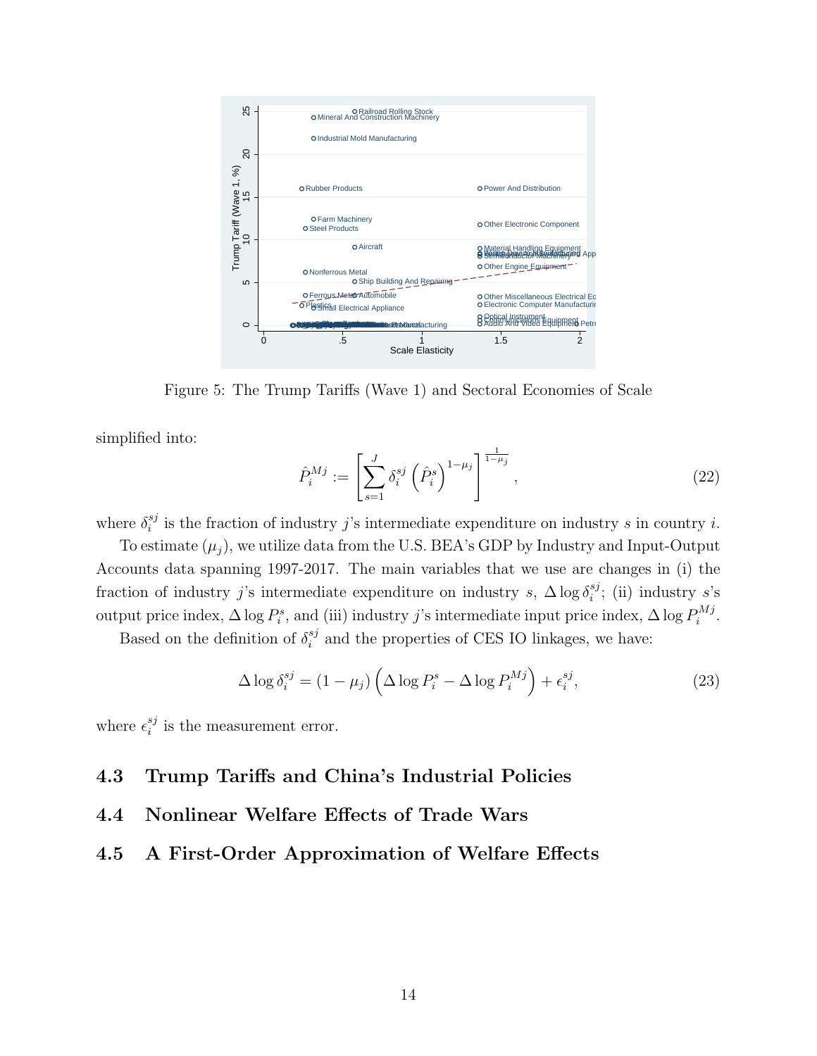Figure 5: The Trump Tariffs (Wave 1) and Sectoral Economies of Scale

simplified into:

$$
\hat{P}_i^{Mj} := \left[ \sum_{s=1}^{J} \delta_i^{sj} \left( \hat{P}_i^{s} \right)^{1-\mu_j} \right]^{\frac{1}{1-\mu_j}}, \tag{22}
$$

where $\delta_i^{sj}$ is the fraction of industry $j$'s intermediate expenditure on industry $s$ in country $i$.

To estimate $(\mu_j)$, we utilize data from the U.S. BEA's GDP by Industry and Input-Output Accounts data spanning 1997-2017. The main variables that we use are changes in (i) the fraction of industry $j$'s intermediate expenditure on industry $s$, $\Delta \log \delta_i^{sj}$; (ii) industry $s$'s output price index, $\Delta \log P_i^s$, and (iii) industry $j$'s intermediate input price index, $\Delta \log P_i^{Mj}$.

Based on the definition of $\delta_i^{sj}$ and the properties of CES IO linkages, we have:

$$
\Delta \log \delta_i^{sj} = (1 - \mu_j) \left( \Delta \log P_i^s - \Delta \log P_i^{Mj} \right) + \epsilon_i^{sj}, \tag{23}
$$

where $\epsilon_i^{sj}$ is the measurement error.

## 4.3 Trump Tariffs and China's Industrial Policies

## 4.4 Nonlinear Welfare Effects of Trade Wars

## 4.5 A First-Order Approximation of Welfare Effects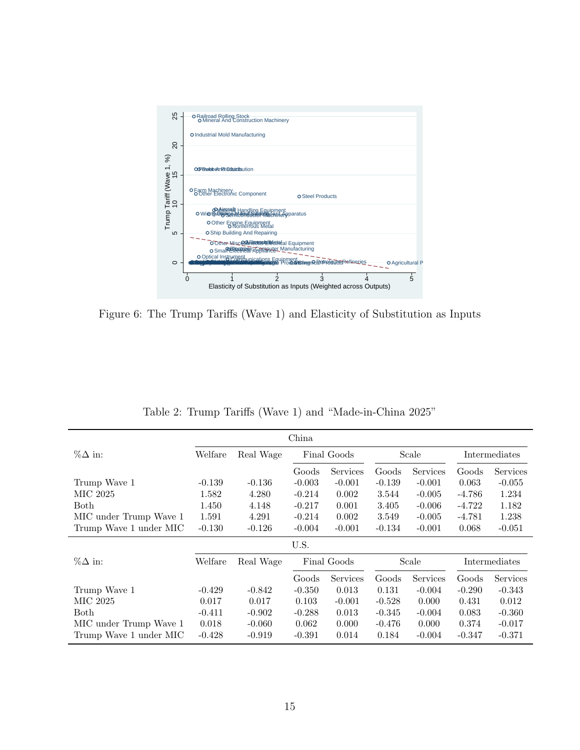Figure 6: The Trump Tariffs (Wave 1) and Elasticity of Substitution as Inputs

Table 2: Trump Tariffs (Wave 1) and "Made-in-China 2025"

| | China | | | | | | | |
|---|---|---|---|---|---|---|---|---|
| %Δ in: | Welfare | Real Wage | Final Goods | | Scale | | Intermediates | |
| | | | Goods | Services | Goods | Services | Goods | Services |
| Trump Wave 1 | -0.139 | -0.136 | -0.003 | -0.001 | -0.139 | -0.001 | 0.063 | -0.055 |
| MIC 2025 | 1.582 | 4.280 | -0.214 | 0.002 | 3.544 | -0.005 | -4.786 | 1.234 |
| Both | 1.450 | 4.148 | -0.217 | 0.001 | 3.405 | -0.006 | -4.722 | 1.182 |
| MIC under Trump Wave 1 | 1.591 | 4.291 | -0.214 | 0.002 | 3.549 | -0.005 | -4.781 | 1.238 |
| Trump Wave 1 under MIC | -0.130 | -0.126 | -0.004 | -0.001 | -0.134 | -0.001 | 0.068 | -0.051 |
| | U.S. | | | | | | | |
| %Δ in: | Welfare | Real Wage | Final Goods | | Scale | | Intermediates | |
| | | | Goods | Services | Goods | Services | Goods | Services |
| Trump Wave 1 | -0.429 | -0.842 | -0.350 | 0.013 | 0.131 | -0.004 | -0.290 | -0.343 |
| MIC 2025 | 0.017 | 0.017 | 0.103 | -0.001 | -0.528 | 0.000 | 0.431 | 0.012 |
| Both | -0.411 | -0.902 | -0.288 | 0.013 | -0.345 | -0.004 | 0.083 | -0.360 |
| MIC under Trump Wave 1 | 0.018 | -0.060 | 0.062 | 0.000 | -0.476 | 0.000 | 0.374 | -0.017 |
| Trump Wave 1 under MIC | -0.428 | -0.919 | -0.391 | 0.014 | 0.184 | -0.004 | -0.347 | -0.371 |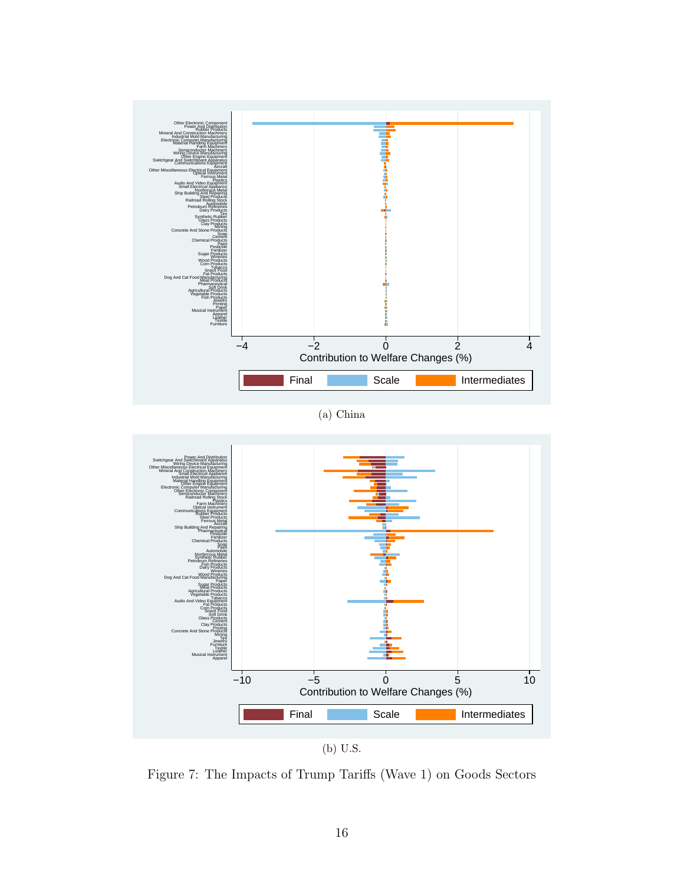(a) China

(b) U.S.

Figure 7: The Impacts of Trump Tariffs (Wave 1) on Goods Sectors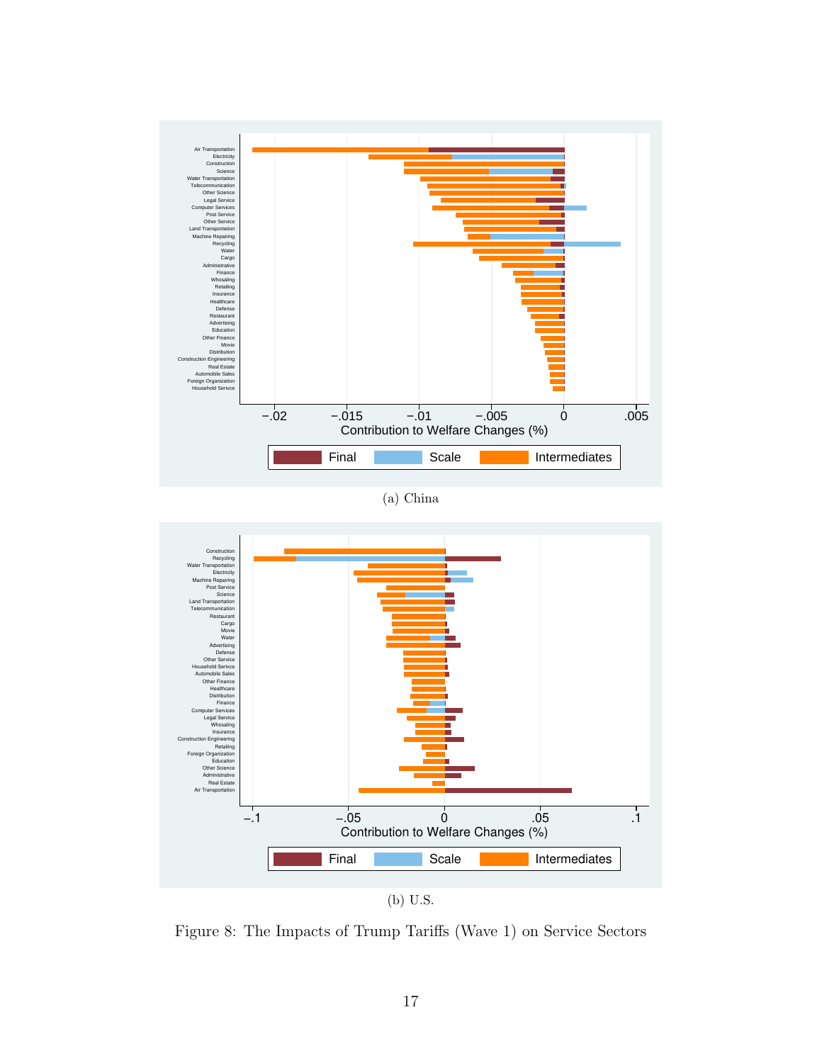(a) China

(b) U.S.

Figure 8: The Impacts of Trump Tariffs (Wave 1) on Service Sectors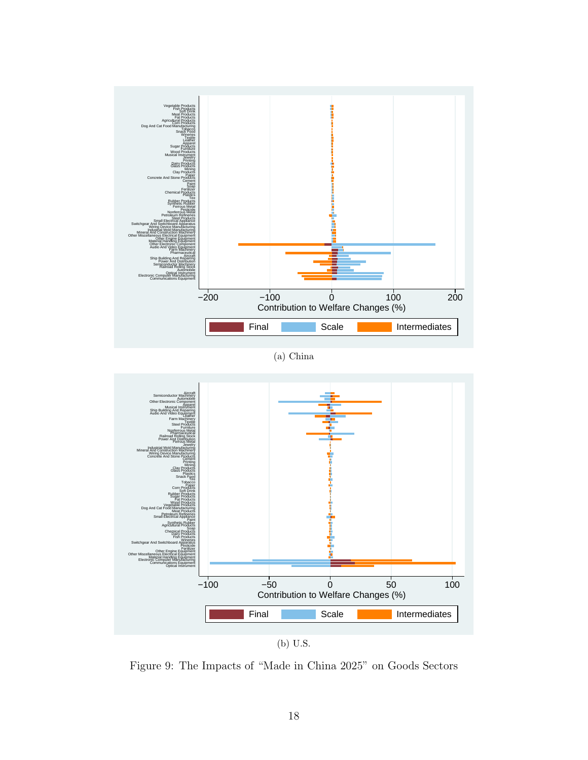(a) China

(b) U.S.

Figure 9: The Impacts of "Made in China 2025" on Goods Sectors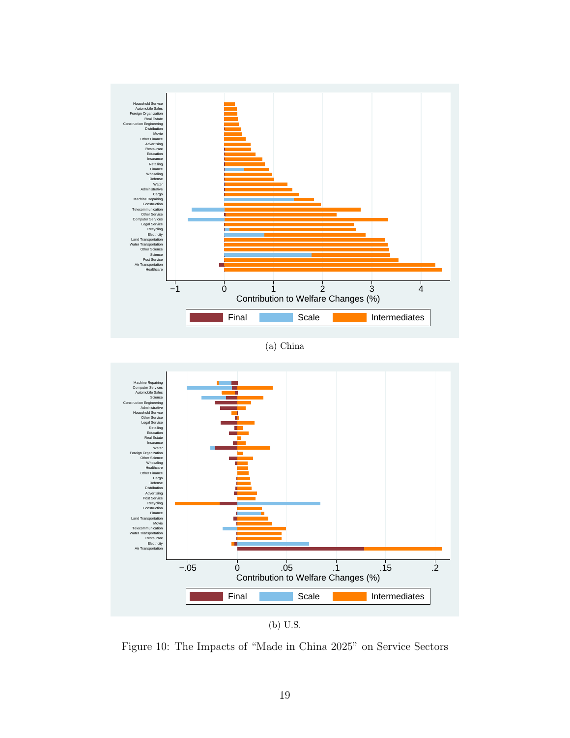(a) China

(b) U.S.

Figure 10: The Impacts of "Made in China 2025" on Service Sectors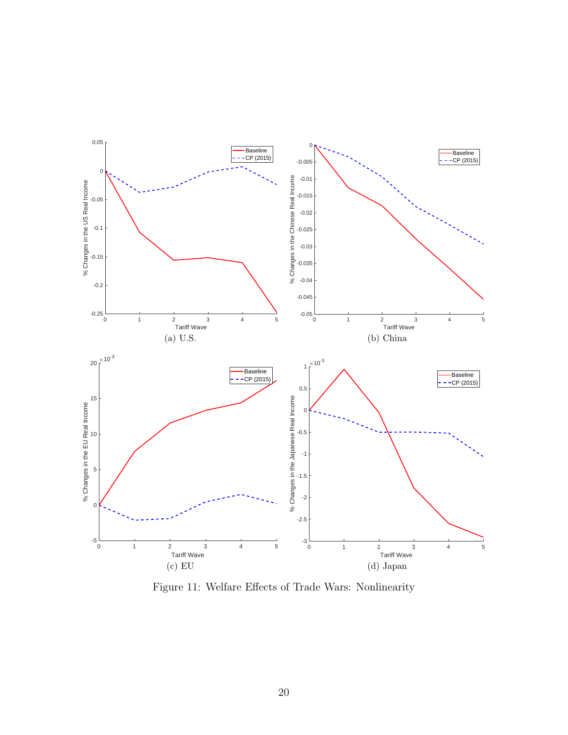(a) U.S.

(b) China

(c) EU

(d) Japan

Figure 11: Welfare Effects of Trade Wars: Nonlinearity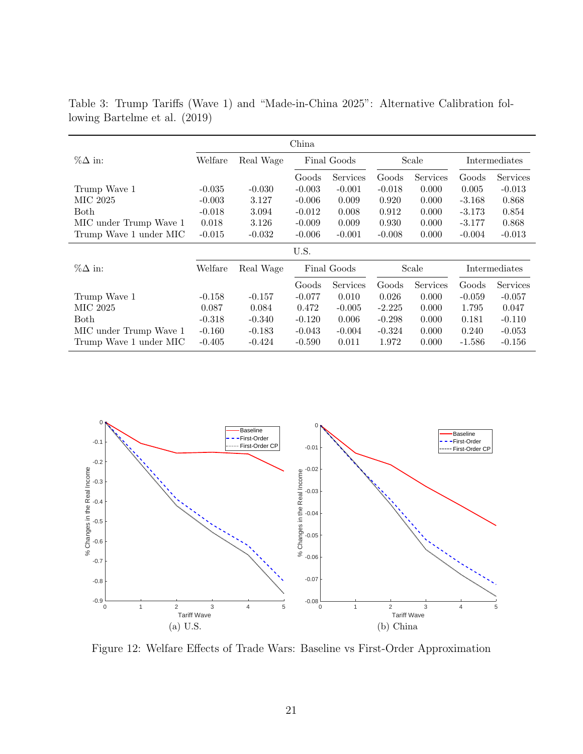Table 3: Trump Tariffs (Wave 1) and "Made-in-China 2025": Alternative Calibration following Bartelme et al. (2019)

| China | | | | | | | | |
|---|---|---|---|---|---|---|---|---|
| %Δ in: | Welfare | Real Wage | Final Goods | | Scale | | Intermediates | |
| | | | Goods | Services | Goods | Services | Goods | Services |
| Trump Wave 1 | -0.035 | -0.030 | -0.003 | -0.001 | -0.018 | 0.000 | 0.005 | -0.013 |
| MIC 2025 | -0.003 | 3.127 | -0.006 | 0.009 | 0.920 | 0.000 | -3.168 | 0.868 |
| Both | -0.018 | 3.094 | -0.012 | 0.008 | 0.912 | 0.000 | -3.173 | 0.854 |
| MIC under Trump Wave 1 | 0.018 | 3.126 | -0.009 | 0.009 | 0.930 | 0.000 | -3.177 | 0.868 |
| Trump Wave 1 under MIC | -0.015 | -0.032 | -0.006 | -0.001 | -0.008 | 0.000 | -0.004 | -0.013 |
| **U.S.** | | | | | | | | |
| %Δ in: | Welfare | Real Wage | Final Goods | | Scale | | Intermediates | |
| | | | Goods | Services | Goods | Services | Goods | Services |
| Trump Wave 1 | -0.158 | -0.157 | -0.077 | 0.010 | 0.026 | 0.000 | -0.059 | -0.057 |
| MIC 2025 | 0.087 | 0.084 | 0.472 | -0.005 | -2.225 | 0.000 | 1.795 | 0.047 |
| Both | -0.318 | -0.340 | -0.120 | 0.006 | -0.298 | 0.000 | 0.181 | -0.110 |
| MIC under Trump Wave 1 | -0.160 | -0.183 | -0.043 | -0.004 | -0.324 | 0.000 | 0.240 | -0.053 |
| Trump Wave 1 under MIC | -0.405 | -0.424 | -0.590 | 0.011 | 1.972 | 0.000 | -1.586 | -0.156 |

(a) U.S.

(b) China

Figure 12: Welfare Effects of Trade Wars: Baseline vs First-Order Approximation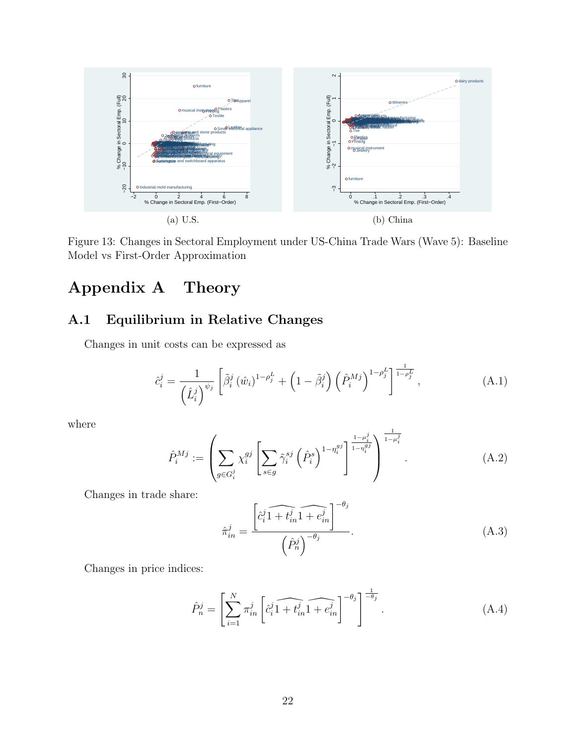(a) U.S.

(b) China

Figure 13: Changes in Sectoral Employment under US-China Trade Wars (Wave 5): Baseline Model vs First-Order Approximation

# Appendix A Theory

## A.1 Equilibrium in Relative Changes

Changes in unit costs can be expressed as

$$\hat{c}_i^j = \frac{1}{\left(\hat{L}_i^j\right)^{\psi_j}} \left[\tilde{\beta}_i^j \left(\hat{w}_i\right)^{1-\rho_j^L} + \left(1-\tilde{\beta}_i^j\right)\left(\hat{P}_i^{Mj}\right)^{1-\rho_j^L}\right]^{\frac{1}{1-\rho_j^L}}, \tag{A.1}$$

where

$$\hat{P}_i^{Mj} := \left(\sum_{g \in G_i^j} \chi_i^{gj} \left[\sum_{s \in g} \tilde{\gamma}_i^{sj} \left(\hat{P}_i^s\right)^{1-\eta_i^{gj}}\right]^{\frac{1-\mu_i^j}{1-\eta_i^{gj}}}\right)^{\frac{1}{1-\mu_i^j}}. \tag{A.2}$$

Changes in trade share:

$$\hat{\pi}_{in}^j = \frac{\left[\hat{c}_i^j \widehat{1+t_{in}^j}\,\widehat{1+e_{in}^j}\right]^{-\theta_j}}{\left(\hat{P}_n^j\right)^{-\theta_j}}. \tag{A.3}$$

Changes in price indices:

$$\hat{P}_n^j = \left[\sum_{i=1}^N \pi_{in}^j \left[\hat{c}_i^j \widehat{1+t_{in}^j}\,\widehat{1+e_{in}^j}\right]^{-\theta_j}\right]^{\frac{1}{-\theta_j}}. \tag{A.4}$$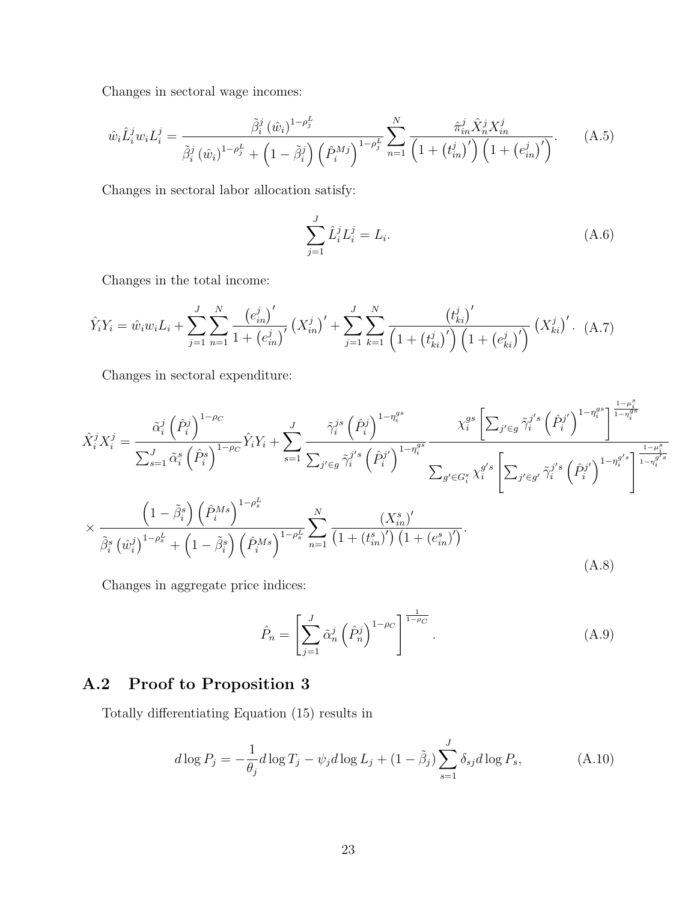Changes in sectoral wage incomes:

$$\hat{w}_i \hat{L}_i^j w_i L_i^j = \frac{\tilde{\beta}_i^j \left(\hat{w}_i\right)^{1-\rho_j^L}}{\tilde{\beta}_i^j \left(\hat{w}_i\right)^{1-\rho_j^L} + \left(1-\tilde{\beta}_i^j\right)\left(\hat{P}_i^{Mj}\right)^{1-\rho_j^L}} \sum_{n=1}^{N} \frac{\hat{\pi}_{in}^j \hat{X}_n^j X_{in}^j}{\left(1+\left(t_{in}^j\right)'\right)\left(1+\left(e_{in}^j\right)'\right)}. \tag{A.5}$$

Changes in sectoral labor allocation satisfy:

$$\sum_{j=1}^{J} \hat{L}_i^j L_i^j = L_i. \tag{A.6}$$

Changes in the total income:

$$\hat{Y}_i Y_i = \hat{w}_i w_i L_i + \sum_{j=1}^{J}\sum_{n=1}^{N} \frac{\left(e_{in}^j\right)'}{1+\left(e_{in}^j\right)'}\left(X_{in}^j\right)' + \sum_{j=1}^{J}\sum_{k=1}^{N} \frac{\left(t_{ki}^j\right)'}{\left(1+\left(t_{ki}^j\right)'\right)\left(1+\left(e_{ki}^j\right)'\right)}\left(X_{ki}^j\right)'. \tag{A.7}$$

Changes in sectoral expenditure:

$$\hat{X}_i^j X_i^j = \frac{\tilde{\alpha}_i^j \left(\hat{P}_i^j\right)^{1-\rho_C}}{\sum_{s=1}^{J} \tilde{\alpha}_i^s \left(\hat{P}_i^s\right)^{1-\rho_C}} \hat{Y}_i Y_i + \sum_{s=1}^{J} \frac{\tilde{\gamma}_i^{js}\left(\hat{P}_i^j\right)^{1-\eta_i^{gs}}}{\sum_{j'\in g} \tilde{\gamma}_i^{j's}\left(\hat{P}_i^{j'}\right)^{1-\eta_i^{gs}}} \frac{\chi_i^{gs}\left[\sum_{j'\in g}\tilde{\gamma}_i^{j's}\left(\hat{P}_i^{j'}\right)^{1-\eta_i^{gs}}\right]^{\frac{1-\mu_i^s}{1-\eta_i^{gs}}}}{\sum_{g'\in G_i^s}\chi_i^{g's}\left[\sum_{j'\in g'}\tilde{\gamma}_i^{j's}\left(\hat{P}_i^{j'}\right)^{1-\eta_i^{g's}}\right]^{\frac{1-\mu_i^s}{1-\eta_i^{g's}}}}$$

$$\times \frac{\left(1-\tilde{\beta}_i^s\right)\left(\hat{P}_i^{Ms}\right)^{1-\rho_s^L}}{\tilde{\beta}_i^s\left(\hat{w}_i^j\right)^{1-\rho_s^L} + \left(1-\tilde{\beta}_i^s\right)\left(\hat{P}_i^{Ms}\right)^{1-\rho_s^L}} \sum_{n=1}^{N} \frac{\left(X_{in}^s\right)'}{\left(1+\left(t_{in}^s\right)'\right)\left(1+\left(e_{in}^s\right)'\right)}. \tag{A.8}$$

Changes in aggregate price indices:

$$\hat{P}_n = \left[\sum_{j=1}^{J} \tilde{\alpha}_n^j \left(\hat{P}_n^j\right)^{1-\rho_C}\right]^{\frac{1}{1-\rho_C}}. \tag{A.9}$$

## A.2 Proof to Proposition 3

Totally differentiating Equation (15) results in

$$d\log P_j = -\frac{1}{\theta_j} d\log T_j - \psi_j d\log L_j + (1-\tilde{\beta}_j)\sum_{s=1}^{J} \delta_{sj} d\log P_s, \tag{A.10}$$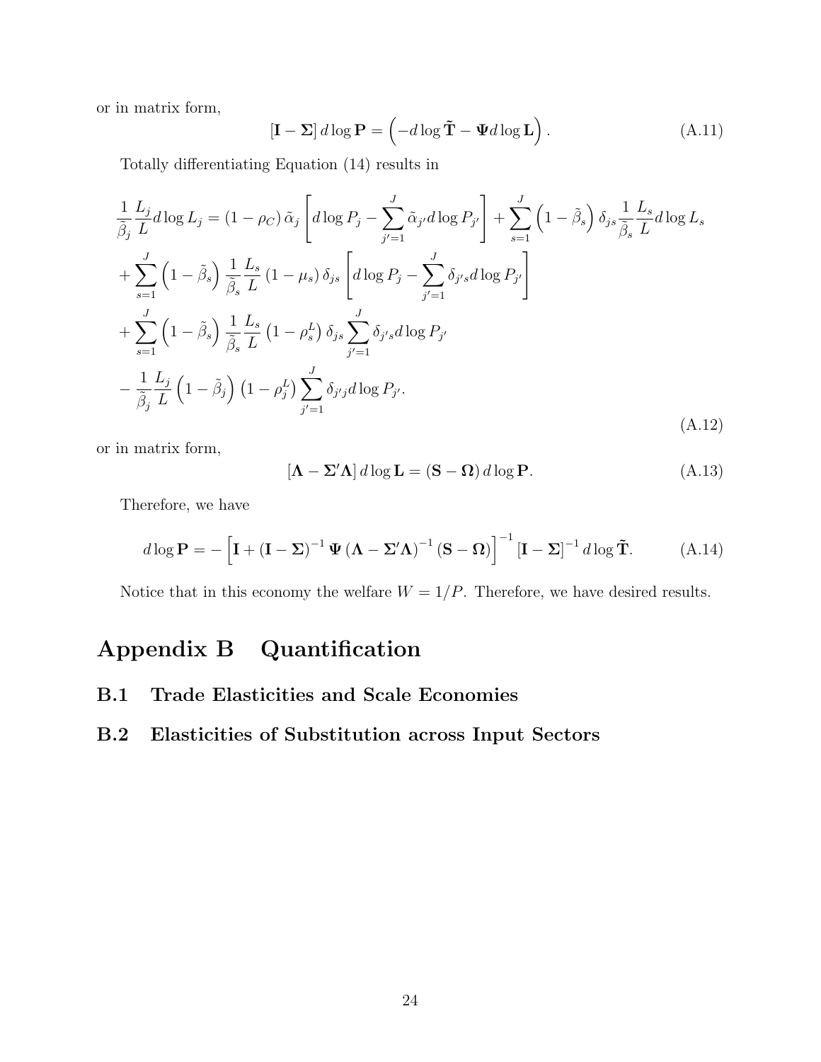or in matrix form,

$$[\mathbf{I}-\boldsymbol{\Sigma}]\, d\log \mathbf{P} = \left(-d\log \tilde{\mathbf{T}} - \boldsymbol{\Psi} d\log \mathbf{L}\right). \tag{A.11}$$

Totally differentiating Equation (14) results in

$$\begin{aligned}
\frac{1}{\tilde{\beta}_j}\frac{L_j}{L} d\log L_j &= \left(1-\rho_C\right)\tilde{\alpha}_j \left[d\log P_j - \sum_{j'=1}^{J}\tilde{\alpha}_{j'} d\log P_{j'}\right] + \sum_{s=1}^{J}\left(1-\tilde{\beta}_s\right)\delta_{js}\frac{1}{\tilde{\beta}_s}\frac{L_s}{L} d\log L_s \\
&+ \sum_{s=1}^{J}\left(1-\tilde{\beta}_s\right)\frac{1}{\tilde{\beta}_s}\frac{L_s}{L}\left(1-\mu_s\right)\delta_{js}\left[d\log P_j - \sum_{j'=1}^{J}\delta_{j's} d\log P_{j'}\right] \\
&+ \sum_{s=1}^{J}\left(1-\tilde{\beta}_s\right)\frac{1}{\tilde{\beta}_s}\frac{L_s}{L}\left(1-\rho_s^L\right)\delta_{js}\sum_{j'=1}^{J}\delta_{j's} d\log P_{j'} \\
&- \frac{1}{\tilde{\beta}_j}\frac{L_j}{L}\left(1-\tilde{\beta}_j\right)\left(1-\rho_j^L\right)\sum_{j'=1}^{J}\delta_{j'j} d\log P_{j'}.
\end{aligned} \tag{A.12}$$

or in matrix form,

$$[\boldsymbol{\Lambda}-\boldsymbol{\Sigma}'\boldsymbol{\Lambda}]\, d\log \mathbf{L} = \left(\mathbf{S}-\boldsymbol{\Omega}\right) d\log \mathbf{P}. \tag{A.13}$$

Therefore, we have

$$d\log \mathbf{P} = -\left[\mathbf{I} + \left(\mathbf{I}-\boldsymbol{\Sigma}\right)^{-1}\boldsymbol{\Psi}\left(\boldsymbol{\Lambda}-\boldsymbol{\Sigma}'\boldsymbol{\Lambda}\right)^{-1}\left(\mathbf{S}-\boldsymbol{\Omega}\right)\right]^{-1}\left[\mathbf{I}-\boldsymbol{\Sigma}\right]^{-1} d\log \tilde{\mathbf{T}}. \tag{A.14}$$

Notice that in this economy the welfare $W = 1/P$. Therefore, we have desired results.

# Appendix B Quantification

## B.1 Trade Elasticities and Scale Economies

## B.2 Elasticities of Substitution across Input Sectors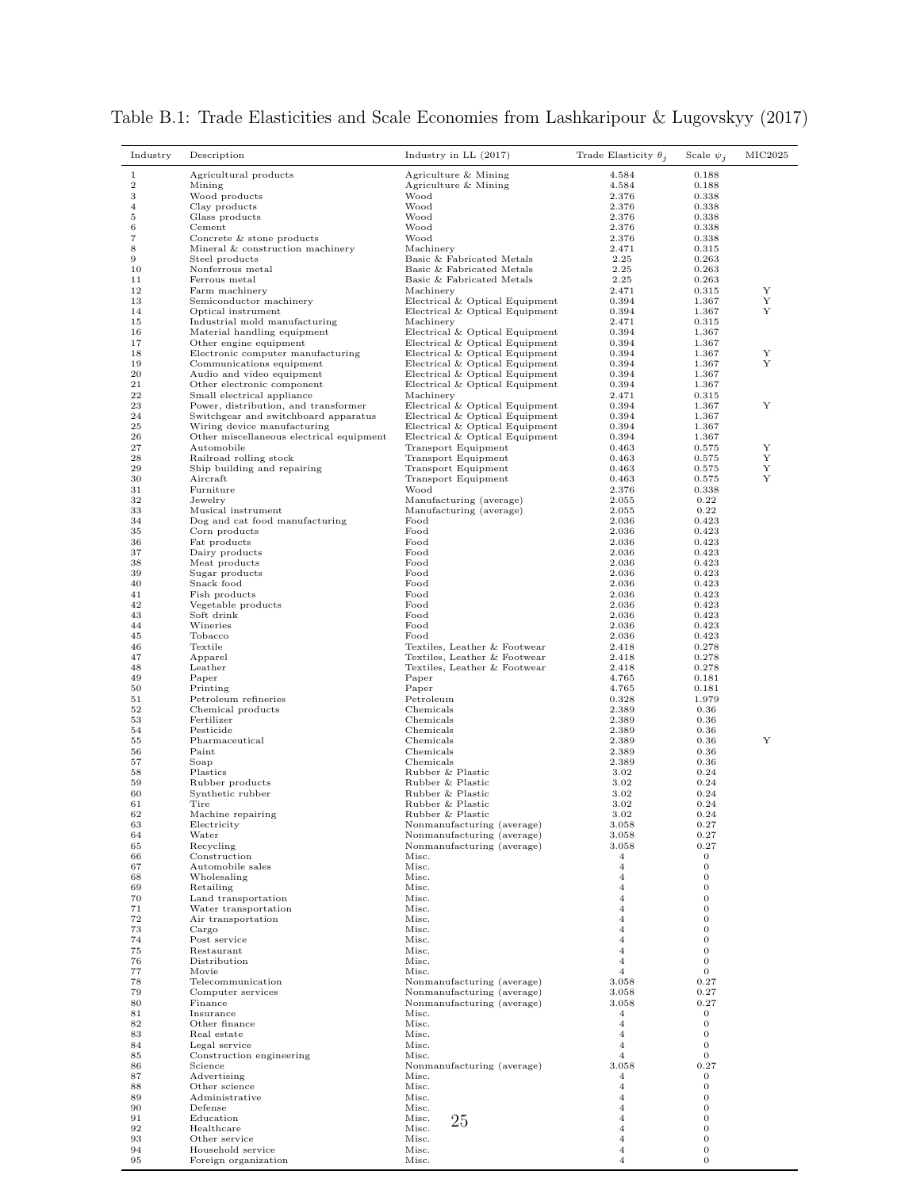Table B.1: Trade Elasticities and Scale Economies from Lashkaripour & Lugovskyy (2017)

| Industry | Description | Industry in LL (2017) | Trade Elasticity $\theta_j$ | Scale $\psi_j$ | MIC2025 |
|---|---|---|---|---|---|
| 1 | Agricultural products | Agriculture & Mining | 4.584 | 0.188 | |
| 2 | Mining | Agriculture & Mining | 4.584 | 0.188 | |
| 3 | Wood products | Wood | 2.376 | 0.338 | |
| 4 | Clay products | Wood | 2.376 | 0.338 | |
| 5 | Glass products | Wood | 2.376 | 0.338 | |
| 6 | Cement | Wood | 2.376 | 0.338 | |
| 7 | Concrete & stone products | Wood | 2.376 | 0.338 | |
| 8 | Mineral & construction machinery | Machinery | 2.471 | 0.315 | |
| 9 | Steel products | Basic & Fabricated Metals | 2.25 | 0.263 | |
| 10 | Nonferrous metal | Basic & Fabricated Metals | 2.25 | 0.263 | |
| 11 | Ferrous metal | Basic & Fabricated Metals | 2.25 | 0.263 | |
| 12 | Farm machinery | Machinery | 2.471 | 0.315 | Y |
| 13 | Semiconductor machinery | Electrical & Optical Equipment | 0.394 | 1.367 | Y |
| 14 | Optical instrument | Electrical & Optical Equipment | 0.394 | 1.367 | Y |
| 15 | Industrial mold manufacturing | Machinery | 2.471 | 0.315 | |
| 16 | Material handling equipment | Electrical & Optical Equipment | 0.394 | 1.367 | |
| 17 | Other engine equipment | Electrical & Optical Equipment | 0.394 | 1.367 | |
| 18 | Electronic computer manufacturing | Electrical & Optical Equipment | 0.394 | 1.367 | Y |
| 19 | Communications equipment | Electrical & Optical Equipment | 0.394 | 1.367 | Y |
| 20 | Audio and video equipment | Electrical & Optical Equipment | 0.394 | 1.367 | |
| 21 | Other electronic component | Electrical & Optical Equipment | 0.394 | 1.367 | |
| 22 | Small electrical appliance | Machinery | 2.471 | 0.315 | |
| 23 | Power, distribution, and transformer | Electrical & Optical Equipment | 0.394 | 1.367 | Y |
| 24 | Switchgear and switchboard apparatus | Electrical & Optical Equipment | 0.394 | 1.367 | |
| 25 | Wiring device manufacturing | Electrical & Optical Equipment | 0.394 | 1.367 | |
| 26 | Other miscellaneous electrical equipment | Electrical & Optical Equipment | 0.394 | 1.367 | |
| 27 | Automobile | Transport Equipment | 0.463 | 0.575 | Y |
| 28 | Railroad rolling stock | Transport Equipment | 0.463 | 0.575 | Y |
| 29 | Ship building and repairing | Transport Equipment | 0.463 | 0.575 | Y |
| 30 | Aircraft | Transport Equipment | 0.463 | 0.575 | Y |
| 31 | Furniture | Wood | 2.376 | 0.338 | |
| 32 | Jewelry | Manufacturing (average) | 2.055 | 0.22 | |
| 33 | Musical instrument | Manufacturing (average) | 2.055 | 0.22 | |
| 34 | Dog and cat food manufacturing | Food | 2.036 | 0.423 | |
| 35 | Corn products | Food | 2.036 | 0.423 | |
| 36 | Fat products | Food | 2.036 | 0.423 | |
| 37 | Dairy products | Food | 2.036 | 0.423 | |
| 38 | Meat products | Food | 2.036 | 0.423 | |
| 39 | Sugar products | Food | 2.036 | 0.423 | |
| 40 | Snack food | Food | 2.036 | 0.423 | |
| 41 | Fish products | Food | 2.036 | 0.423 | |
| 42 | Vegetable products | Food | 2.036 | 0.423 | |
| 43 | Soft drink | Food | 2.036 | 0.423 | |
| 44 | Wineries | Food | 2.036 | 0.423 | |
| 45 | Tobacco | Food | 2.036 | 0.423 | |
| 46 | Textile | Textiles, Leather & Footwear | 2.418 | 0.278 | |
| 47 | Apparel | Textiles, Leather & Footwear | 2.418 | 0.278 | |
| 48 | Leather | Textiles, Leather & Footwear | 2.418 | 0.278 | |
| 49 | Paper | Paper | 4.765 | 0.181 | |
| 50 | Printing | Paper | 4.765 | 0.181 | |
| 51 | Petroleum refineries | Petroleum | 0.328 | 1.979 | |
| 52 | Chemical products | Chemicals | 2.389 | 0.36 | |
| 53 | Fertilizer | Chemicals | 2.389 | 0.36 | |
| 54 | Pesticide | Chemicals | 2.389 | 0.36 | |
| 55 | Pharmaceutical | Chemicals | 2.389 | 0.36 | Y |
| 56 | Paint | Chemicals | 2.389 | 0.36 | |
| 57 | Soap | Chemicals | 2.389 | 0.36 | |
| 58 | Plastics | Rubber & Plastic | 3.02 | 0.24 | |
| 59 | Rubber products | Rubber & Plastic | 3.02 | 0.24 | |
| 60 | Synthetic rubber | Rubber & Plastic | 3.02 | 0.24 | |
| 61 | Tire | Rubber & Plastic | 3.02 | 0.24 | |
| 62 | Machine repairing | Rubber & Plastic | 3.02 | 0.24 | |
| 63 | Electricity | Nonmanufacturing (average) | 3.058 | 0.27 | |
| 64 | Water | Nonmanufacturing (average) | 3.058 | 0.27 | |
| 65 | Recycling | Nonmanufacturing (average) | 3.058 | 0.27 | |
| 66 | Construction | Misc. | 4 | 0 | |
| 67 | Automobile sales | Misc. | 4 | 0 | |
| 68 | Wholesaling | Misc. | 4 | 0 | |
| 69 | Retailing | Misc. | 4 | 0 | |
| 70 | Land transportation | Misc. | 4 | 0 | |
| 71 | Water transportation | Misc. | 4 | 0 | |
| 72 | Air transportation | Misc. | 4 | 0 | |
| 73 | Cargo | Misc. | 4 | 0 | |
| 74 | Post service | Misc. | 4 | 0 | |
| 75 | Restaurant | Misc. | 4 | 0 | |
| 76 | Distribution | Misc. | 4 | 0 | |
| 77 | Movie | Misc. | 4 | 0 | |
| 78 | Telecommunication | Nonmanufacturing (average) | 3.058 | 0.27 | |
| 79 | Computer services | Nonmanufacturing (average) | 3.058 | 0.27 | |
| 80 | Finance | Nonmanufacturing (average) | 3.058 | 0.27 | |
| 81 | Insurance | Misc. | 4 | 0 | |
| 82 | Other finance | Misc. | 4 | 0 | |
| 83 | Real estate | Misc. | 4 | 0 | |
| 84 | Legal service | Misc. | 4 | 0 | |
| 85 | Construction engineering | Misc. | 4 | 0 | |
| 86 | Science | Nonmanufacturing (average) | 3.058 | 0.27 | |
| 87 | Advertising | Misc. | 4 | 0 | |
| 88 | Other science | Misc. | 4 | 0 | |
| 89 | Administrative | Misc. | 4 | 0 | |
| 90 | Defense | Misc. | 4 | 0 | |
| 91 | Education | Misc. | 4 | 0 | |
| 92 | Healthcare | Misc. | 4 | 0 | |
| 93 | Other service | Misc. | 4 | 0 | |
| 94 | Household service | Misc. | 4 | 0 | |
| 95 | Foreign organization | Misc. | 4 | 0 | |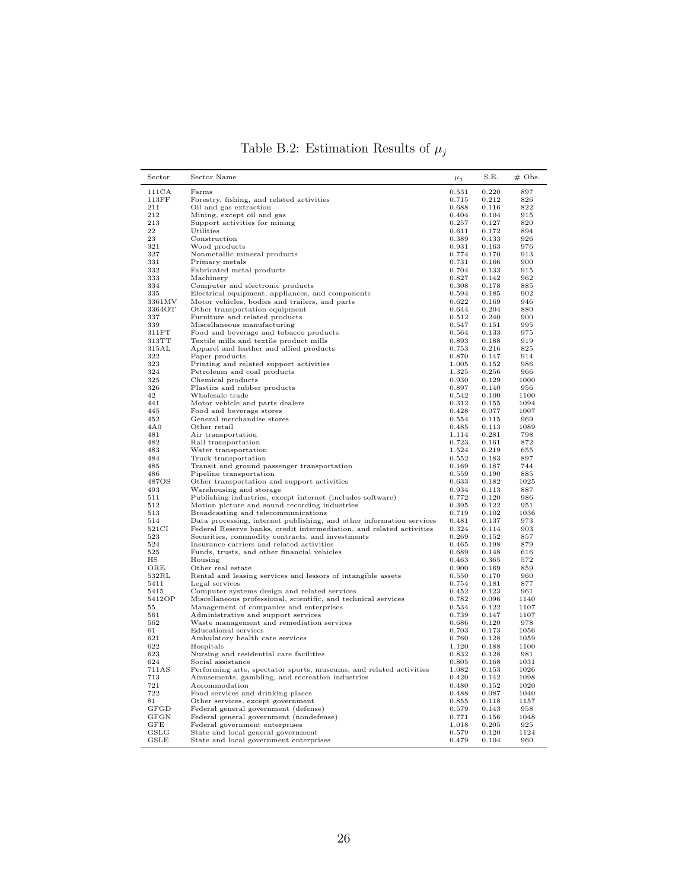Table B.2: Estimation Results of $\mu_j$

| Sector | Sector Name | $\mu_j$ | S.E. | # Obs. |
|---|---|---|---|---|
| 111CA | Farms | 0.531 | 0.220 | 897 |
| 113FF | Forestry, fishing, and related activities | 0.715 | 0.212 | 826 |
| 211 | Oil and gas extraction | 0.688 | 0.116 | 822 |
| 212 | Mining, except oil and gas | 0.404 | 0.104 | 915 |
| 213 | Support activities for mining | 0.257 | 0.127 | 820 |
| 22 | Utilities | 0.611 | 0.172 | 894 |
| 23 | Construction | 0.389 | 0.133 | 926 |
| 321 | Wood products | 0.931 | 0.163 | 976 |
| 327 | Nonmetallic mineral products | 0.774 | 0.170 | 913 |
| 331 | Primary metals | 0.731 | 0.166 | 900 |
| 332 | Fabricated metal products | 0.704 | 0.133 | 915 |
| 333 | Machinery | 0.827 | 0.142 | 962 |
| 334 | Computer and electronic products | 0.308 | 0.178 | 885 |
| 335 | Electrical equipment, appliances, and components | 0.594 | 0.185 | 902 |
| 3361MV | Motor vehicles, bodies and trailers, and parts | 0.622 | 0.169 | 946 |
| 3364OT | Other transportation equipment | 0.644 | 0.204 | 880 |
| 337 | Furniture and related products | 0.512 | 0.240 | 900 |
| 339 | Miscellaneous manufacturing | 0.547 | 0.151 | 995 |
| 311FT | Food and beverage and tobacco products | 0.564 | 0.133 | 975 |
| 313TT | Textile mills and textile product mills | 0.893 | 0.188 | 919 |
| 315AL | Apparel and leather and allied products | 0.753 | 0.216 | 825 |
| 322 | Paper products | 0.870 | 0.147 | 914 |
| 323 | Printing and related support activities | 1.005 | 0.152 | 986 |
| 324 | Petroleum and coal products | 1.325 | 0.256 | 966 |
| 325 | Chemical products | 0.930 | 0.129 | 1000 |
| 326 | Plastics and rubber products | 0.897 | 0.140 | 956 |
| 42 | Wholesale trade | 0.542 | 0.100 | 1100 |
| 441 | Motor vehicle and parts dealers | 0.312 | 0.155 | 1094 |
| 445 | Food and beverage stores | 0.428 | 0.077 | 1007 |
| 452 | General merchandise stores | 0.554 | 0.115 | 969 |
| 4A0 | Other retail | 0.485 | 0.113 | 1089 |
| 481 | Air transportation | 1.114 | 0.281 | 798 |
| 482 | Rail transportation | 0.723 | 0.161 | 872 |
| 483 | Water transportation | 1.524 | 0.219 | 655 |
| 484 | Truck transportation | 0.552 | 0.183 | 897 |
| 485 | Transit and ground passenger transportation | 0.169 | 0.187 | 744 |
| 486 | Pipeline transportation | 0.559 | 0.190 | 885 |
| 487OS | Other transportation and support activities | 0.633 | 0.182 | 1025 |
| 493 | Warehousing and storage | 0.934 | 0.113 | 887 |
| 511 | Publishing industries, except internet (includes software) | 0.772 | 0.120 | 986 |
| 512 | Motion picture and sound recording industries | 0.395 | 0.122 | 951 |
| 513 | Broadcasting and telecommunications | 0.719 | 0.102 | 1036 |
| 514 | Data processing, internet publishing, and other information services | 0.481 | 0.137 | 973 |
| 521CI | Federal Reserve banks, credit intermediation, and related activities | 0.324 | 0.114 | 903 |
| 523 | Securities, commodity contracts, and investments | 0.269 | 0.152 | 857 |
| 524 | Insurance carriers and related activities | 0.465 | 0.198 | 879 |
| 525 | Funds, trusts, and other financial vehicles | 0.689 | 0.148 | 616 |
| HS | Housing | 0.463 | 0.365 | 572 |
| ORE | Other real estate | 0.900 | 0.169 | 859 |
| 532RL | Rental and leasing services and lessors of intangible assets | 0.550 | 0.170 | 960 |
| 5411 | Legal services | 0.754 | 0.181 | 877 |
| 5415 | Computer systems design and related services | 0.452 | 0.123 | 961 |
| 5412OP | Miscellaneous professional, scientific, and technical services | 0.782 | 0.096 | 1140 |
| 55 | Management of companies and enterprises | 0.534 | 0.122 | 1107 |
| 561 | Administrative and support services | 0.739 | 0.147 | 1107 |
| 562 | Waste management and remediation services | 0.686 | 0.120 | 978 |
| 61 | Educational services | 0.703 | 0.173 | 1056 |
| 621 | Ambulatory health care services | 0.760 | 0.128 | 1059 |
| 622 | Hospitals | 1.120 | 0.188 | 1100 |
| 623 | Nursing and residential care facilities | 0.832 | 0.128 | 981 |
| 624 | Social assistance | 0.805 | 0.168 | 1031 |
| 711AS | Performing arts, spectator sports, museums, and related activities | 1.082 | 0.153 | 1026 |
| 713 | Amusements, gambling, and recreation industries | 0.420 | 0.142 | 1098 |
| 721 | Accommodation | 0.480 | 0.152 | 1020 |
| 722 | Food services and drinking places | 0.488 | 0.087 | 1040 |
| 81 | Other services, except government | 0.855 | 0.118 | 1157 |
| GFGD | Federal general government (defense) | 0.579 | 0.143 | 958 |
| GFGN | Federal general government (nondefense) | 0.771 | 0.156 | 1048 |
| GFE | Federal government enterprises | 1.018 | 0.205 | 925 |
| GSLG | State and local general government | 0.579 | 0.120 | 1124 |
| GSLE | State and local government enterprises | 0.479 | 0.104 | 960 |